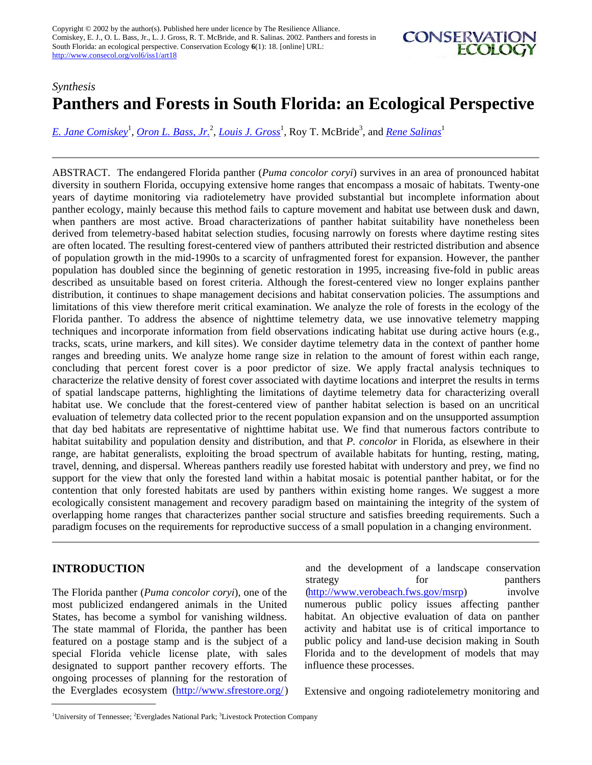Copyright © 2002 by the author(s). Published here under licence by The Resilience Alliance.
Comiskey, E. J., O. L. Bass, Jr., L. J. Gross, R. T. McBride, and R. Salinas. 2002. Panthers and forests in South Florida: an ecological perspective. Conservation Ecology **6**(1): 18. [online] URL: http://www.consecol.org/vol6/iss1/art18

*Synthesis*

# Panthers and Forests in South Florida: an Ecological Perspective

E. Jane Comiskey[1], Oron L. Bass, Jr.[2], Louis J. Gross[1], Roy T. McBride[3], and Rene Salinas[1]

ABSTRACT. The endangered Florida panther (*Puma concolor coryi*) survives in an area of pronounced habitat diversity in southern Florida, occupying extensive home ranges that encompass a mosaic of habitats. Twenty-one years of daytime monitoring via radiotelemetry have provided substantial but incomplete information about panther ecology, mainly because this method fails to capture movement and habitat use between dusk and dawn, when panthers are most active. Broad characterizations of panther habitat suitability have nonetheless been derived from telemetry-based habitat selection studies, focusing narrowly on forests where daytime resting sites are often located. The resulting forest-centered view of panthers attributed their restricted distribution and absence of population growth in the mid-1990s to a scarcity of unfragmented forest for expansion. However, the panther population has doubled since the beginning of genetic restoration in 1995, increasing five-fold in public areas described as unsuitable based on forest criteria. Although the forest-centered view no longer explains panther distribution, it continues to shape management decisions and habitat conservation policies. The assumptions and limitations of this view therefore merit critical examination. We analyze the role of forests in the ecology of the Florida panther. To address the absence of nighttime telemetry data, we use innovative telemetry mapping techniques and incorporate information from field observations indicating habitat use during active hours (e.g., tracks, scats, urine markers, and kill sites). We consider daytime telemetry data in the context of panther home ranges and breeding units. We analyze home range size in relation to the amount of forest within each range, concluding that percent forest cover is a poor predictor of size. We apply fractal analysis techniques to characterize the relative density of forest cover associated with daytime locations and interpret the results in terms of spatial landscape patterns, highlighting the limitations of daytime telemetry data for characterizing overall habitat use. We conclude that the forest-centered view of panther habitat selection is based on an uncritical evaluation of telemetry data collected prior to the recent population expansion and on the unsupported assumption that day bed habitats are representative of nighttime habitat use. We find that numerous factors contribute to habitat suitability and population density and distribution, and that *P. concolor* in Florida, as elsewhere in their range, are habitat generalists, exploiting the broad spectrum of available habitats for hunting, resting, mating, travel, denning, and dispersal. Whereas panthers readily use forested habitat with understory and prey, we find no support for the view that only the forested land within a habitat mosaic is potential panther habitat, or for the contention that only forested habitats are used by panthers within existing home ranges. We suggest a more ecologically consistent management and recovery paradigm based on maintaining the integrity of the system of overlapping home ranges that characterizes panther social structure and satisfies breeding requirements. Such a paradigm focuses on the requirements for reproductive success of a small population in a changing environment.

## INTRODUCTION

The Florida panther (*Puma concolor coryi*), one of the most publicized endangered animals in the United States, has become a symbol for vanishing wildness. The state mammal of Florida, the panther has been featured on a postage stamp and is the subject of a special Florida vehicle license plate, with sales designated to support panther recovery efforts. The ongoing processes of planning for the restoration of the Everglades ecosystem (http://www.sfrestore.org/) and the development of a landscape conservation strategy for panthers (http://www.verobeach.fws.gov/msrp) involve numerous public policy issues affecting panther habitat. An objective evaluation of data on panther activity and habitat use is of critical importance to public policy and land-use decision making in South Florida and to the development of models that may influence these processes.

Extensive and ongoing radiotelemetry monitoring and

---

[1]University of Tennessee; [2]Everglades National Park; [3]Livestock Protection Company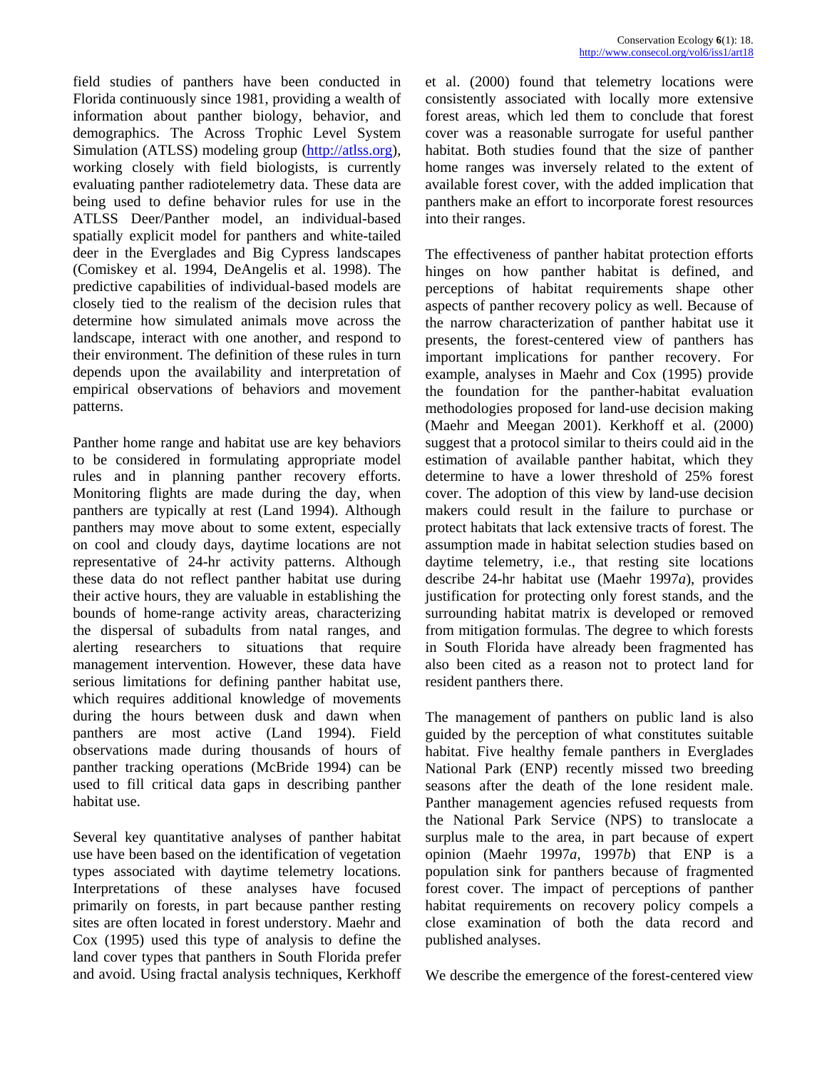field studies of panthers have been conducted in Florida continuously since 1981, providing a wealth of information about panther biology, behavior, and demographics. The Across Trophic Level System Simulation (ATLSS) modeling group (http://atlss.org), working closely with field biologists, is currently evaluating panther radiotelemetry data. These data are being used to define behavior rules for use in the ATLSS Deer/Panther model, an individual-based spatially explicit model for panthers and white-tailed deer in the Everglades and Big Cypress landscapes (Comiskey et al. 1994, DeAngelis et al. 1998). The predictive capabilities of individual-based models are closely tied to the realism of the decision rules that determine how simulated animals move across the landscape, interact with one another, and respond to their environment. The definition of these rules in turn depends upon the availability and interpretation of empirical observations of behaviors and movement patterns.

Panther home range and habitat use are key behaviors to be considered in formulating appropriate model rules and in planning panther recovery efforts. Monitoring flights are made during the day, when panthers are typically at rest (Land 1994). Although panthers may move about to some extent, especially on cool and cloudy days, daytime locations are not representative of 24-hr activity patterns. Although these data do not reflect panther habitat use during their active hours, they are valuable in establishing the bounds of home-range activity areas, characterizing the dispersal of subadults from natal ranges, and alerting researchers to situations that require management intervention. However, these data have serious limitations for defining panther habitat use, which requires additional knowledge of movements during the hours between dusk and dawn when panthers are most active (Land 1994). Field observations made during thousands of hours of panther tracking operations (McBride 1994) can be used to fill critical data gaps in describing panther habitat use.

Several key quantitative analyses of panther habitat use have been based on the identification of vegetation types associated with daytime telemetry locations. Interpretations of these analyses have focused primarily on forests, in part because panther resting sites are often located in forest understory. Maehr and Cox (1995) used this type of analysis to define the land cover types that panthers in South Florida prefer and avoid. Using fractal analysis techniques, Kerkhoff et al. (2000) found that telemetry locations were consistently associated with locally more extensive forest areas, which led them to conclude that forest cover was a reasonable surrogate for useful panther habitat. Both studies found that the size of panther home ranges was inversely related to the extent of available forest cover, with the added implication that panthers make an effort to incorporate forest resources into their ranges.

The effectiveness of panther habitat protection efforts hinges on how panther habitat is defined, and perceptions of habitat requirements shape other aspects of panther recovery policy as well. Because of the narrow characterization of panther habitat use it presents, the forest-centered view of panthers has important implications for panther recovery. For example, analyses in Maehr and Cox (1995) provide the foundation for the panther-habitat evaluation methodologies proposed for land-use decision making (Maehr and Meegan 2001). Kerkhoff et al. (2000) suggest that a protocol similar to theirs could aid in the estimation of available panther habitat, which they determine to have a lower threshold of 25% forest cover. The adoption of this view by land-use decision makers could result in the failure to purchase or protect habitats that lack extensive tracts of forest. The assumption made in habitat selection studies based on daytime telemetry, i.e., that resting site locations describe 24-hr habitat use (Maehr 1997*a*), provides justification for protecting only forest stands, and the surrounding habitat matrix is developed or removed from mitigation formulas. The degree to which forests in South Florida have already been fragmented has also been cited as a reason not to protect land for resident panthers there.

The management of panthers on public land is also guided by the perception of what constitutes suitable habitat. Five healthy female panthers in Everglades National Park (ENP) recently missed two breeding seasons after the death of the lone resident male. Panther management agencies refused requests from the National Park Service (NPS) to translocate a surplus male to the area, in part because of expert opinion (Maehr 1997*a*, 1997*b*) that ENP is a population sink for panthers because of fragmented forest cover. The impact of perceptions of panther habitat requirements on recovery policy compels a close examination of both the data record and published analyses.

We describe the emergence of the forest-centered view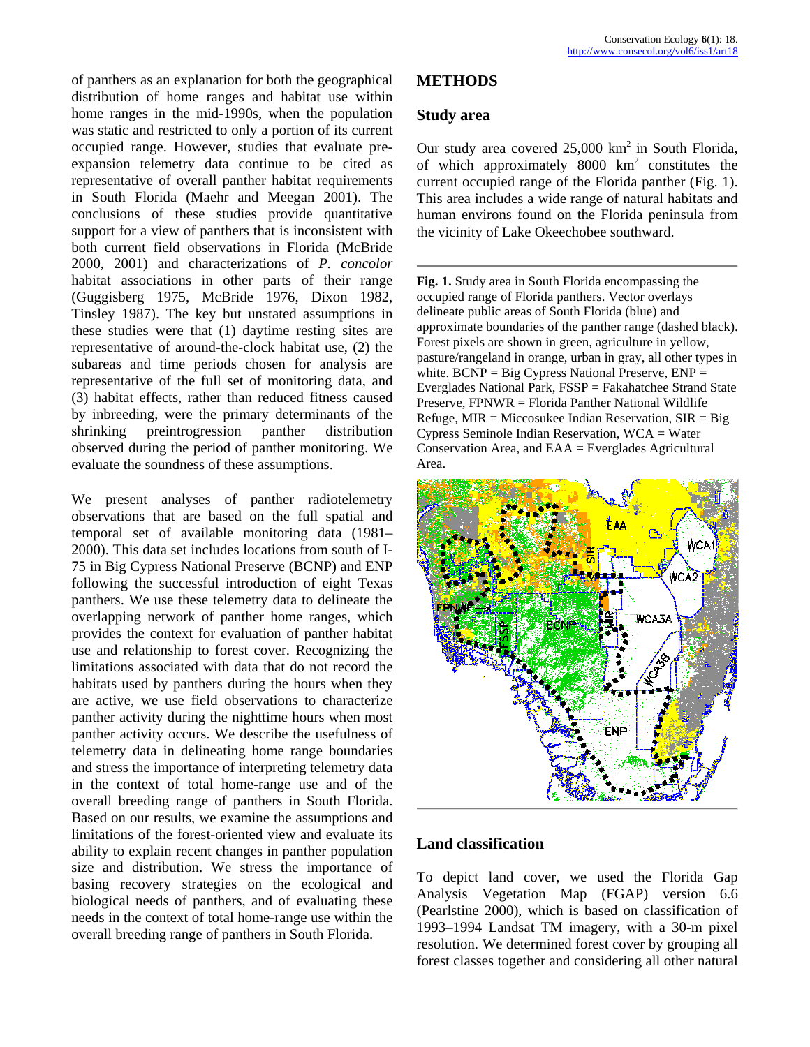of panthers as an explanation for both the geographical distribution of home ranges and habitat use within home ranges in the mid-1990s, when the population was static and restricted to only a portion of its current occupied range. However, studies that evaluate pre-expansion telemetry data continue to be cited as representative of overall panther habitat requirements in South Florida (Maehr and Meegan 2001). The conclusions of these studies provide quantitative support for a view of panthers that is inconsistent with both current field observations in Florida (McBride 2000, 2001) and characterizations of *P. concolor* habitat associations in other parts of their range (Guggisberg 1975, McBride 1976, Dixon 1982, Tinsley 1987). The key but unstated assumptions in these studies were that (1) daytime resting sites are representative of around-the-clock habitat use, (2) the subareas and time periods chosen for analysis are representative of the full set of monitoring data, and (3) habitat effects, rather than reduced fitness caused by inbreeding, were the primary determinants of the shrinking preintrogression panther distribution observed during the period of panther monitoring. We evaluate the soundness of these assumptions.

We present analyses of panther radiotelemetry observations that are based on the full spatial and temporal set of available monitoring data (1981–2000). This data set includes locations from south of I-75 in Big Cypress National Preserve (BCNP) and ENP following the successful introduction of eight Texas panthers. We use these telemetry data to delineate the overlapping network of panther home ranges, which provides the context for evaluation of panther habitat use and relationship to forest cover. Recognizing the limitations associated with data that do not record the habitats used by panthers during the hours when they are active, we use field observations to characterize panther activity during the nighttime hours when most panther activity occurs. We describe the usefulness of telemetry data in delineating home range boundaries and stress the importance of interpreting telemetry data in the context of total home-range use and of the overall breeding range of panthers in South Florida. Based on our results, we examine the assumptions and limitations of the forest-oriented view and evaluate its ability to explain recent changes in panther population size and distribution. We stress the importance of basing recovery strategies on the ecological and biological needs of panthers, and of evaluating these needs in the context of total home-range use within the overall breeding range of panthers in South Florida.

## METHODS

### Study area

Our study area covered 25,000 $km^2$ in South Florida, of which approximately 8000 $km^2$ constitutes the current occupied range of the Florida panther (Fig. 1). This area includes a wide range of natural habitats and human environs found on the Florida peninsula from the vicinity of Lake Okeechobee southward.

**Fig. 1.** Study area in South Florida encompassing the occupied range of Florida panthers. Vector overlays delineate public areas of South Florida (blue) and approximate boundaries of the panther range (dashed black). Forest pixels are shown in green, agriculture in yellow, pasture/rangeland in orange, urban in gray, all other types in white. BCNP = Big Cypress National Preserve, ENP = Everglades National Park, FSSP = Fakahatchee Strand State Preserve, FPNWR = Florida Panther National Wildlife Refuge, MIR = Miccosukee Indian Reservation, SIR = Big Cypress Seminole Indian Reservation, WCA = Water Conservation Area, and EAA = Everglades Agricultural Area.

### Land classification

To depict land cover, we used the Florida Gap Analysis Vegetation Map (FGAP) version 6.6 (Pearlstine 2000), which is based on classification of 1993–1994 Landsat TM imagery, with a 30-m pixel resolution. We determined forest cover by grouping all forest classes together and considering all other natural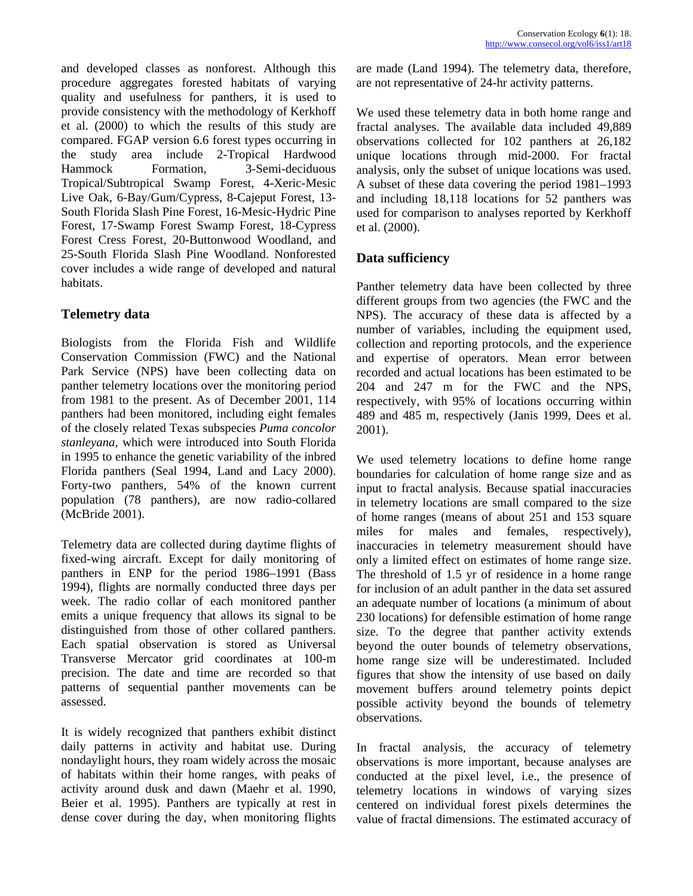and developed classes as nonforest. Although this procedure aggregates forested habitats of varying quality and usefulness for panthers, it is used to provide consistency with the methodology of Kerkhoff et al. (2000) to which the results of this study are compared. FGAP version 6.6 forest types occurring in the study area include 2-Tropical Hardwood Hammock Formation, 3-Semi-deciduous Tropical/Subtropical Swamp Forest, 4-Xeric-Mesic Live Oak, 6-Bay/Gum/Cypress, 8-Cajeput Forest, 13-South Florida Slash Pine Forest, 16-Mesic-Hydric Pine Forest, 17-Swamp Forest Swamp Forest, 18-Cypress Forest Cress Forest, 20-Buttonwood Woodland, and 25-South Florida Slash Pine Woodland. Nonforested cover includes a wide range of developed and natural habitats.

## Telemetry data

Biologists from the Florida Fish and Wildlife Conservation Commission (FWC) and the National Park Service (NPS) have been collecting data on panther telemetry locations over the monitoring period from 1981 to the present. As of December 2001, 114 panthers had been monitored, including eight females of the closely related Texas subspecies *Puma concolor stanleyana,* which were introduced into South Florida in 1995 to enhance the genetic variability of the inbred Florida panthers (Seal 1994, Land and Lacy 2000). Forty-two panthers, 54% of the known current population (78 panthers), are now radio-collared (McBride 2001).

Telemetry data are collected during daytime flights of fixed-wing aircraft. Except for daily monitoring of panthers in ENP for the period 1986–1991 (Bass 1994), flights are normally conducted three days per week. The radio collar of each monitored panther emits a unique frequency that allows its signal to be distinguished from those of other collared panthers. Each spatial observation is stored as Universal Transverse Mercator grid coordinates at 100-m precision. The date and time are recorded so that patterns of sequential panther movements can be assessed.

It is widely recognized that panthers exhibit distinct daily patterns in activity and habitat use. During nondaylight hours, they roam widely across the mosaic of habitats within their home ranges, with peaks of activity around dusk and dawn (Maehr et al. 1990, Beier et al. 1995). Panthers are typically at rest in dense cover during the day, when monitoring flights are made (Land 1994). The telemetry data, therefore, are not representative of 24-hr activity patterns.

We used these telemetry data in both home range and fractal analyses. The available data included 49,889 observations collected for 102 panthers at 26,182 unique locations through mid-2000. For fractal analysis, only the subset of unique locations was used. A subset of these data covering the period 1981–1993 and including 18,118 locations for 52 panthers was used for comparison to analyses reported by Kerkhoff et al. (2000).

## Data sufficiency

Panther telemetry data have been collected by three different groups from two agencies (the FWC and the NPS). The accuracy of these data is affected by a number of variables, including the equipment used, collection and reporting protocols, and the experience and expertise of operators. Mean error between recorded and actual locations has been estimated to be 204 and 247 m for the FWC and the NPS, respectively, with 95% of locations occurring within 489 and 485 m, respectively (Janis 1999, Dees et al. 2001).

We used telemetry locations to define home range boundaries for calculation of home range size and as input to fractal analysis. Because spatial inaccuracies in telemetry locations are small compared to the size of home ranges (means of about 251 and 153 square miles for males and females, respectively), inaccuracies in telemetry measurement should have only a limited effect on estimates of home range size. The threshold of 1.5 yr of residence in a home range for inclusion of an adult panther in the data set assured an adequate number of locations (a minimum of about 230 locations) for defensible estimation of home range size. To the degree that panther activity extends beyond the outer bounds of telemetry observations, home range size will be underestimated. Included figures that show the intensity of use based on daily movement buffers around telemetry points depict possible activity beyond the bounds of telemetry observations.

In fractal analysis, the accuracy of telemetry observations is more important, because analyses are conducted at the pixel level, i.e., the presence of telemetry locations in windows of varying sizes centered on individual forest pixels determines the value of fractal dimensions. The estimated accuracy of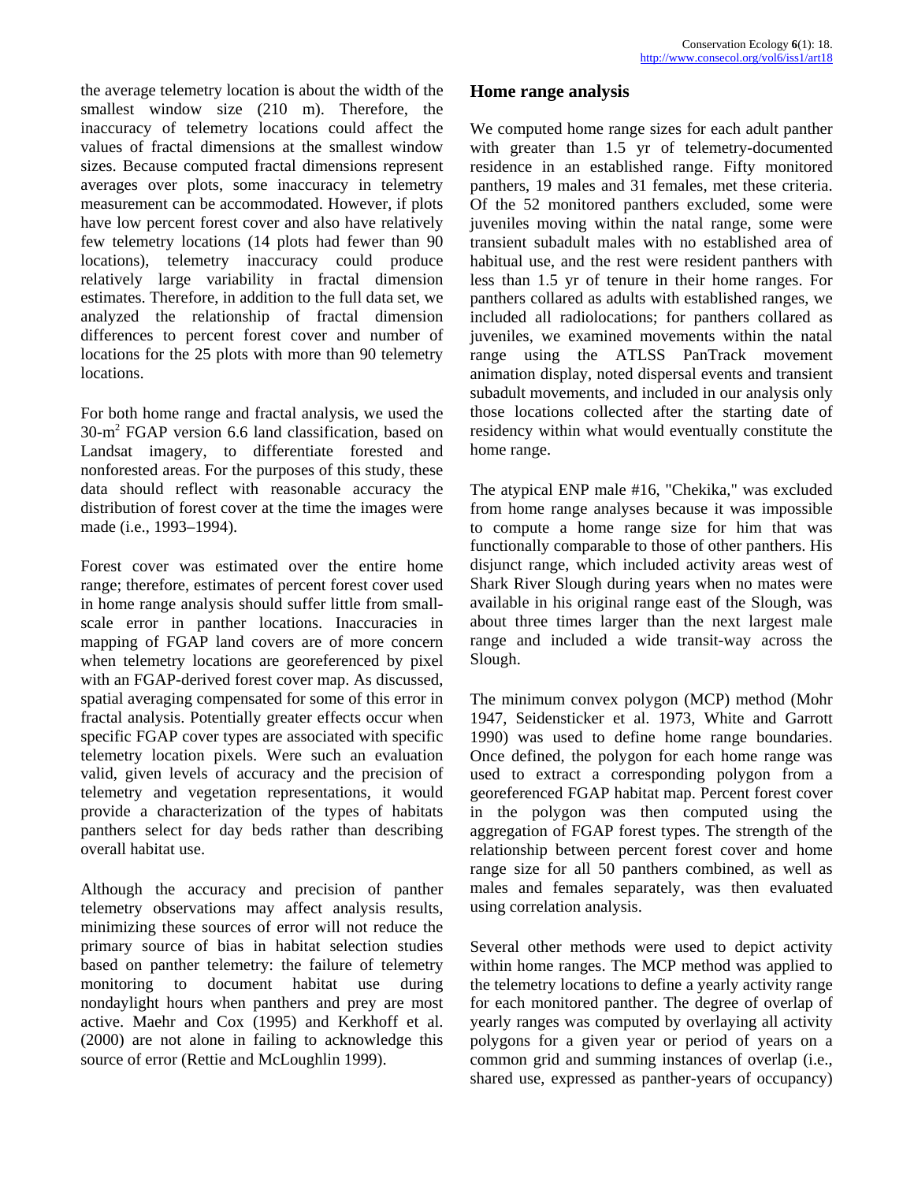the average telemetry location is about the width of the smallest window size (210 m). Therefore, the inaccuracy of telemetry locations could affect the values of fractal dimensions at the smallest window sizes. Because computed fractal dimensions represent averages over plots, some inaccuracy in telemetry measurement can be accommodated. However, if plots have low percent forest cover and also have relatively few telemetry locations (14 plots had fewer than 90 locations), telemetry inaccuracy could produce relatively large variability in fractal dimension estimates. Therefore, in addition to the full data set, we analyzed the relationship of fractal dimension differences to percent forest cover and number of locations for the 25 plots with more than 90 telemetry locations.

For both home range and fractal analysis, we used the 30-$m^2$ FGAP version 6.6 land classification, based on Landsat imagery, to differentiate forested and nonforested areas. For the purposes of this study, these data should reflect with reasonable accuracy the distribution of forest cover at the time the images were made (i.e., 1993–1994).

Forest cover was estimated over the entire home range; therefore, estimates of percent forest cover used in home range analysis should suffer little from small-scale error in panther locations. Inaccuracies in mapping of FGAP land covers are of more concern when telemetry locations are georeferenced by pixel with an FGAP-derived forest cover map. As discussed, spatial averaging compensated for some of this error in fractal analysis. Potentially greater effects occur when specific FGAP cover types are associated with specific telemetry location pixels. Were such an evaluation valid, given levels of accuracy and the precision of telemetry and vegetation representations, it would provide a characterization of the types of habitats panthers select for day beds rather than describing overall habitat use.

Although the accuracy and precision of panther telemetry observations may affect analysis results, minimizing these sources of error will not reduce the primary source of bias in habitat selection studies based on panther telemetry: the failure of telemetry monitoring to document habitat use during nondaylight hours when panthers and prey are most active. Maehr and Cox (1995) and Kerkhoff et al. (2000) are not alone in failing to acknowledge this source of error (Rettie and McLoughlin 1999).

## Home range analysis

We computed home range sizes for each adult panther with greater than 1.5 yr of telemetry-documented residence in an established range. Fifty monitored panthers, 19 males and 31 females, met these criteria. Of the 52 monitored panthers excluded, some were juveniles moving within the natal range, some were transient subadult males with no established area of habitual use, and the rest were resident panthers with less than 1.5 yr of tenure in their home ranges. For panthers collared as adults with established ranges, we included all radiolocations; for panthers collared as juveniles, we examined movements within the natal range using the ATLSS PanTrack movement animation display, noted dispersal events and transient subadult movements, and included in our analysis only those locations collected after the starting date of residency within what would eventually constitute the home range.

The atypical ENP male #16, "Chekika," was excluded from home range analyses because it was impossible to compute a home range size for him that was functionally comparable to those of other panthers. His disjunct range, which included activity areas west of Shark River Slough during years when no mates were available in his original range east of the Slough, was about three times larger than the next largest male range and included a wide transit-way across the Slough.

The minimum convex polygon (MCP) method (Mohr 1947, Seidensticker et al. 1973, White and Garrott 1990) was used to define home range boundaries. Once defined, the polygon for each home range was used to extract a corresponding polygon from a georeferenced FGAP habitat map. Percent forest cover in the polygon was then computed using the aggregation of FGAP forest types. The strength of the relationship between percent forest cover and home range size for all 50 panthers combined, as well as males and females separately, was then evaluated using correlation analysis.

Several other methods were used to depict activity within home ranges. The MCP method was applied to the telemetry locations to define a yearly activity range for each monitored panther. The degree of overlap of yearly ranges was computed by overlaying all activity polygons for a given year or period of years on a common grid and summing instances of overlap (i.e., shared use, expressed as panther-years of occupancy)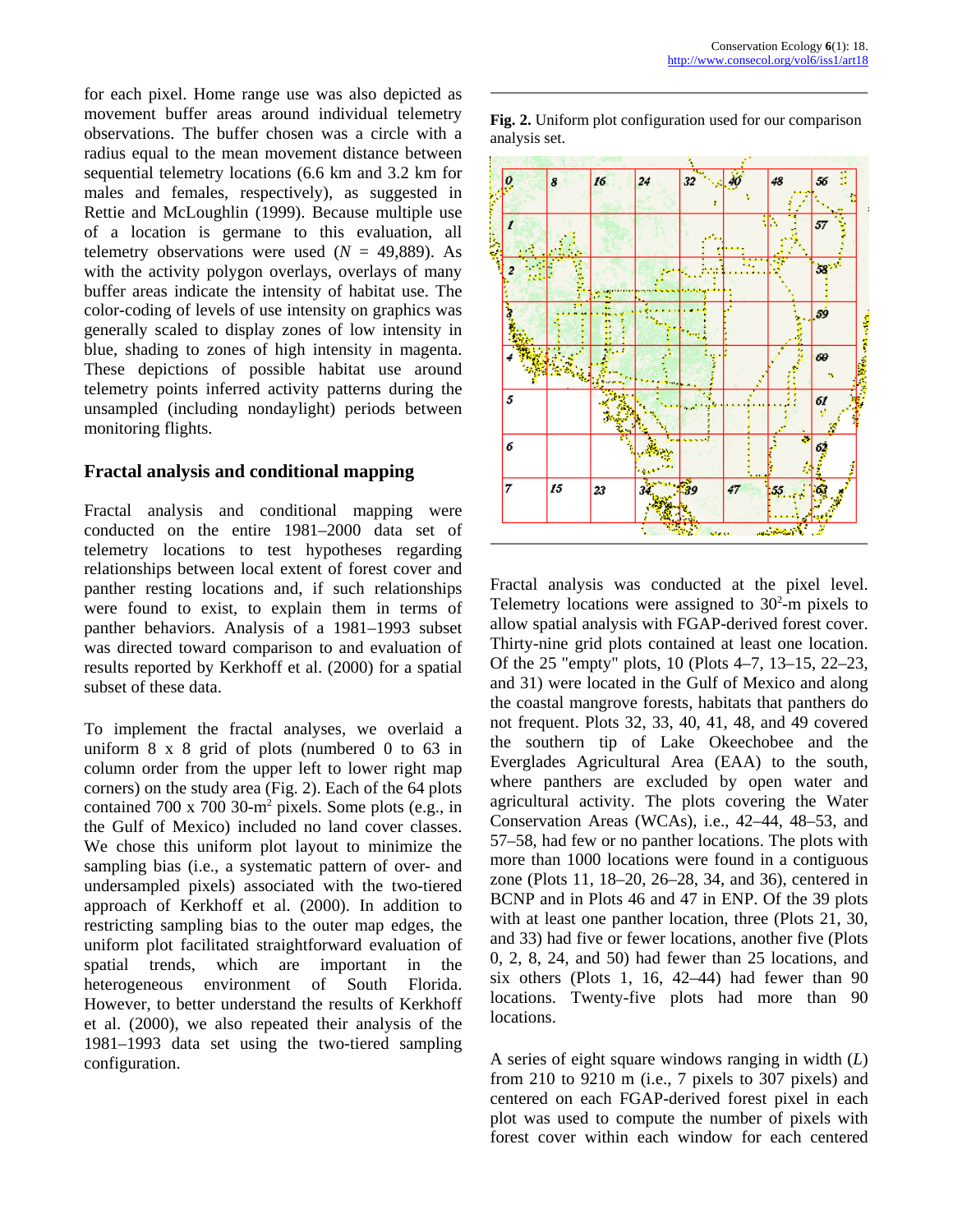for each pixel. Home range use was also depicted as movement buffer areas around individual telemetry observations. The buffer chosen was a circle with a radius equal to the mean movement distance between sequential telemetry locations (6.6 km and 3.2 km for males and females, respectively), as suggested in Rettie and McLoughlin (1999). Because multiple use of a location is germane to this evaluation, all telemetry observations were used ($N$ = 49,889). As with the activity polygon overlays, overlays of many buffer areas indicate the intensity of habitat use. The color-coding of levels of use intensity on graphics was generally scaled to display zones of low intensity in blue, shading to zones of high intensity in magenta. These depictions of possible habitat use around telemetry points inferred activity patterns during the unsampled (including nondaylight) periods between monitoring flights.

## Fractal analysis and conditional mapping

Fractal analysis and conditional mapping were conducted on the entire 1981–2000 data set of telemetry locations to test hypotheses regarding relationships between local extent of forest cover and panther resting locations and, if such relationships were found to exist, to explain them in terms of panther behaviors. Analysis of a 1981–1993 subset was directed toward comparison to and evaluation of results reported by Kerkhoff et al. (2000) for a spatial subset of these data.

To implement the fractal analyses, we overlaid a uniform 8 x 8 grid of plots (numbered 0 to 63 in column order from the upper left to lower right map corners) on the study area (Fig. 2). Each of the 64 plots contained 700 x 700 30-$m^2$ pixels. Some plots (e.g., in the Gulf of Mexico) included no land cover classes. We chose this uniform plot layout to minimize the sampling bias (i.e., a systematic pattern of over- and undersampled pixels) associated with the two-tiered approach of Kerkhoff et al. (2000). In addition to restricting sampling bias to the outer map edges, the uniform plot facilitated straightforward evaluation of spatial trends, which are important in the heterogeneous environment of South Florida. However, to better understand the results of Kerkhoff et al. (2000), we also repeated their analysis of the 1981–1993 data set using the two-tiered sampling configuration.

**Fig. 2.** Uniform plot configuration used for our comparison analysis set.

Fractal analysis was conducted at the pixel level. Telemetry locations were assigned to $30^2$-m pixels to allow spatial analysis with FGAP-derived forest cover. Thirty-nine grid plots contained at least one location. Of the 25 "empty" plots, 10 (Plots 4–7, 13–15, 22–23, and 31) were located in the Gulf of Mexico and along the coastal mangrove forests, habitats that panthers do not frequent. Plots 32, 33, 40, 41, 48, and 49 covered the southern tip of Lake Okeechobee and the Everglades Agricultural Area (EAA) to the south, where panthers are excluded by open water and agricultural activity. The plots covering the Water Conservation Areas (WCAs), i.e., 42–44, 48–53, and 57–58, had few or no panther locations. The plots with more than 1000 locations were found in a contiguous zone (Plots 11, 18–20, 26–28, 34, and 36), centered in BCNP and in Plots 46 and 47 in ENP. Of the 39 plots with at least one panther location, three (Plots 21, 30, and 33) had five or fewer locations, another five (Plots 0, 2, 8, 24, and 50) had fewer than 25 locations, and six others (Plots 1, 16, 42–44) had fewer than 90 locations. Twenty-five plots had more than 90 locations.

A series of eight square windows ranging in width ($L$) from 210 to 9210 m (i.e., 7 pixels to 307 pixels) and centered on each FGAP-derived forest pixel in each plot was used to compute the number of pixels with forest cover within each window for each centered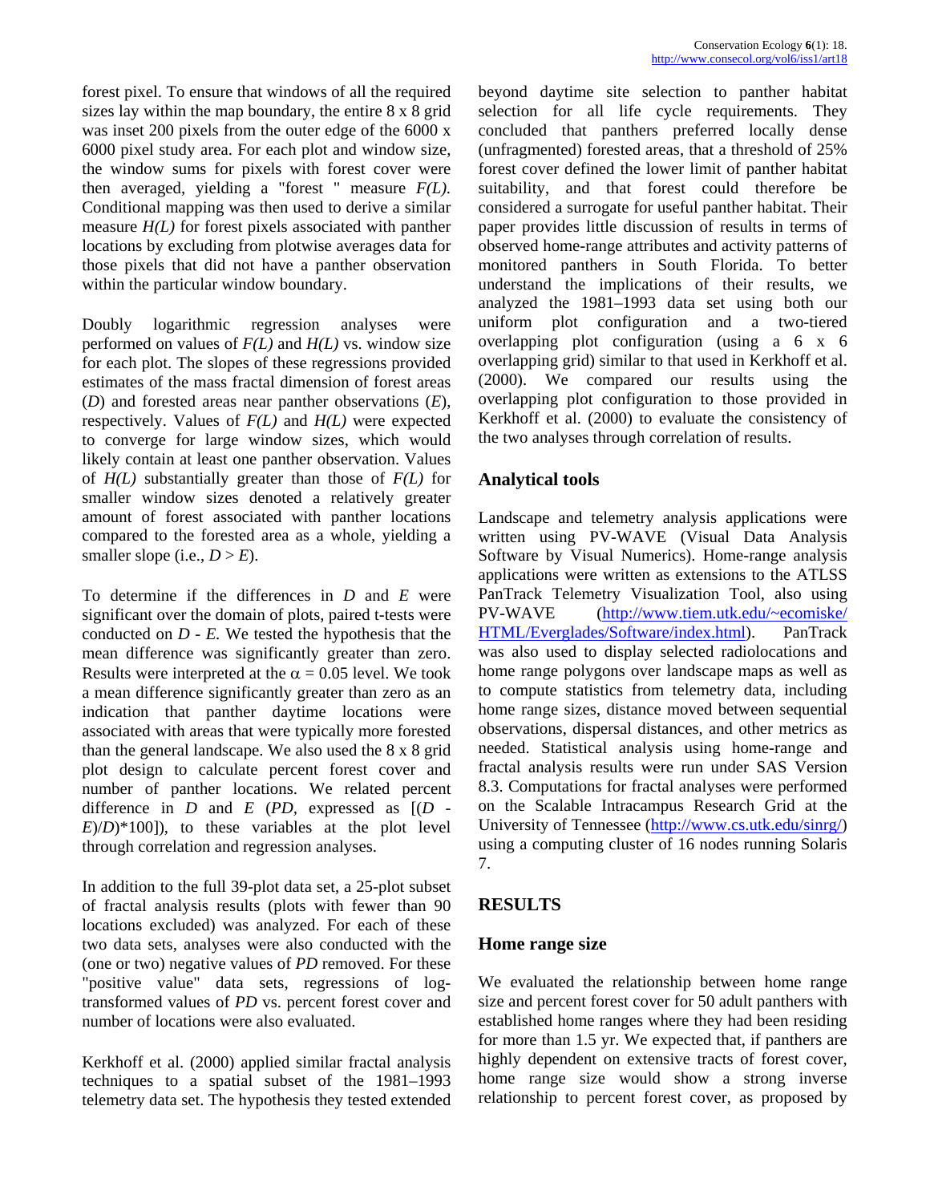forest pixel. To ensure that windows of all the required sizes lay within the map boundary, the entire 8 x 8 grid was inset 200 pixels from the outer edge of the 6000 x 6000 pixel study area. For each plot and window size, the window sums for pixels with forest cover were then averaged, yielding a "forest " measure *F(L).* Conditional mapping was then used to derive a similar measure *H(L)* for forest pixels associated with panther locations by excluding from plotwise averages data for those pixels that did not have a panther observation within the particular window boundary.

Doubly logarithmic regression analyses were performed on values of *F(L)* and *H(L)* vs. window size for each plot. The slopes of these regressions provided estimates of the mass fractal dimension of forest areas ($D$) and forested areas near panther observations ($E$), respectively. Values of *F(L)* and *H(L)* were expected to converge for large window sizes, which would likely contain at least one panther observation. Values of *H(L)* substantially greater than those of *F(L)* for smaller window sizes denoted a relatively greater amount of forest associated with panther locations compared to the forested area as a whole, yielding a smaller slope (i.e., $D > E$).

To determine if the differences in $D$ and $E$ were significant over the domain of plots, paired t-tests were conducted on $D - E$. We tested the hypothesis that the mean difference was significantly greater than zero. Results were interpreted at the $\alpha = 0.05$ level. We took a mean difference significantly greater than zero as an indication that panther daytime locations were associated with areas that were typically more forested than the general landscape. We also used the 8 x 8 grid plot design to calculate percent forest cover and number of panther locations. We related percent difference in $D$ and $E$ (*PD,* expressed as $[(D - E)/D)*100]$), to these variables at the plot level through correlation and regression analyses.

In addition to the full 39-plot data set, a 25-plot subset of fractal analysis results (plots with fewer than 90 locations excluded) was analyzed. For each of these two data sets, analyses were also conducted with the (one or two) negative values of *PD* removed. For these "positive value" data sets, regressions of log-transformed values of *PD* vs. percent forest cover and number of locations were also evaluated.

Kerkhoff et al. (2000) applied similar fractal analysis techniques to a spatial subset of the 1981–1993 telemetry data set. The hypothesis they tested extended beyond daytime site selection to panther habitat selection for all life cycle requirements. They concluded that panthers preferred locally dense (unfragmented) forested areas, that a threshold of 25% forest cover defined the lower limit of panther habitat suitability, and that forest could therefore be considered a surrogate for useful panther habitat. Their paper provides little discussion of results in terms of observed home-range attributes and activity patterns of monitored panthers in South Florida. To better understand the implications of their results, we analyzed the 1981–1993 data set using both our uniform plot configuration and a two-tiered overlapping plot configuration (using a 6 x 6 overlapping grid) similar to that used in Kerkhoff et al. (2000). We compared our results using the overlapping plot configuration to those provided in Kerkhoff et al. (2000) to evaluate the consistency of the two analyses through correlation of results.

## Analytical tools

Landscape and telemetry analysis applications were written using PV-WAVE (Visual Data Analysis Software by Visual Numerics). Home-range analysis applications were written as extensions to the ATLSS PanTrack Telemetry Visualization Tool, also using PV-WAVE (http://www.tiem.utk.edu/~ecomiske/HTML/Everglades/Software/index.html). PanTrack was also used to display selected radiolocations and home range polygons over landscape maps as well as to compute statistics from telemetry data, including home range sizes, distance moved between sequential observations, dispersal distances, and other metrics as needed. Statistical analysis using home-range and fractal analysis results were run under SAS Version 8.3. Computations for fractal analyses were performed on the Scalable Intracampus Research Grid at the University of Tennessee (http://www.cs.utk.edu/sinrg/) using a computing cluster of 16 nodes running Solaris 7.

# RESULTS

## Home range size

We evaluated the relationship between home range size and percent forest cover for 50 adult panthers with established home ranges where they had been residing for more than 1.5 yr. We expected that, if panthers are highly dependent on extensive tracts of forest cover, home range size would show a strong inverse relationship to percent forest cover, as proposed by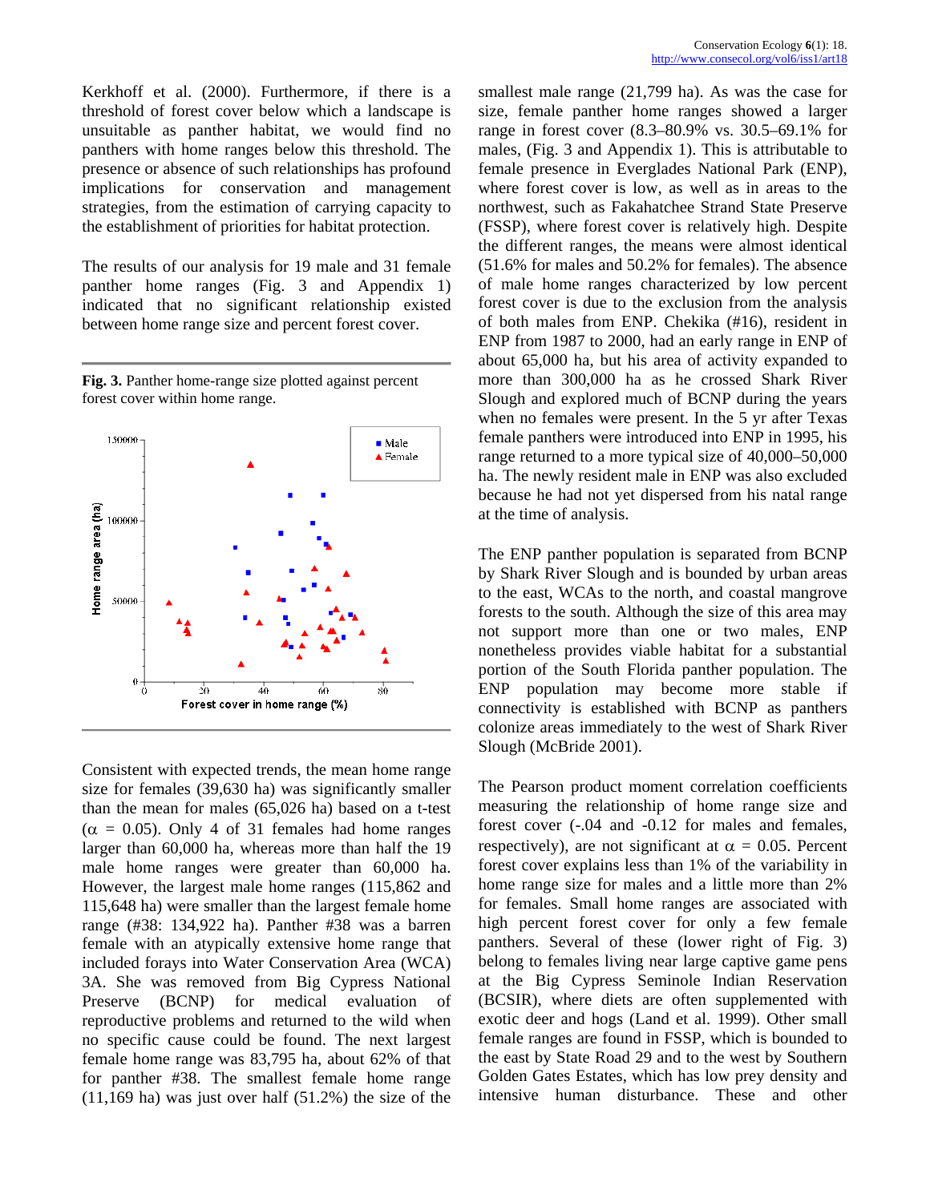Kerkhoff et al. (2000). Furthermore, if there is a threshold of forest cover below which a landscape is unsuitable as panther habitat, we would find no panthers with home ranges below this threshold. The presence or absence of such relationships has profound implications for conservation and management strategies, from the estimation of carrying capacity to the establishment of priorities for habitat protection.

The results of our analysis for 19 male and 31 female panther home ranges (Fig. 3 and Appendix 1) indicated that no significant relationship existed between home range size and percent forest cover.

**Fig. 3.** Panther home-range size plotted against percent forest cover within home range.

Consistent with expected trends, the mean home range size for females (39,630 ha) was significantly smaller than the mean for males (65,026 ha) based on a t-test ($\alpha$ = 0.05). Only 4 of 31 females had home ranges larger than 60,000 ha, whereas more than half the 19 male home ranges were greater than 60,000 ha. However, the largest male home ranges (115,862 and 115,648 ha) were smaller than the largest female home range (#38: 134,922 ha). Panther #38 was a barren female with an atypically extensive home range that included forays into Water Conservation Area (WCA) 3A. She was removed from Big Cypress National Preserve (BCNP) for medical evaluation of reproductive problems and returned to the wild when no specific cause could be found. The next largest female home range was 83,795 ha, about 62% of that for panther #38. The smallest female home range (11,169 ha) was just over half (51.2%) the size of the smallest male range (21,799 ha). As was the case for size, female panther home ranges showed a larger range in forest cover (8.3–80.9% vs. 30.5–69.1% for males, (Fig. 3 and Appendix 1). This is attributable to female presence in Everglades National Park (ENP), where forest cover is low, as well as in areas to the northwest, such as Fakahatchee Strand State Preserve (FSSP), where forest cover is relatively high. Despite the different ranges, the means were almost identical (51.6% for males and 50.2% for females). The absence of male home ranges characterized by low percent forest cover is due to the exclusion from the analysis of both males from ENP. Chekika (#16), resident in ENP from 1987 to 2000, had an early range in ENP of about 65,000 ha, but his area of activity expanded to more than 300,000 ha as he crossed Shark River Slough and explored much of BCNP during the years when no females were present. In the 5 yr after Texas female panthers were introduced into ENP in 1995, his range returned to a more typical size of 40,000–50,000 ha. The newly resident male in ENP was also excluded because he had not yet dispersed from his natal range at the time of analysis.

The ENP panther population is separated from BCNP by Shark River Slough and is bounded by urban areas to the east, WCAs to the north, and coastal mangrove forests to the south. Although the size of this area may not support more than one or two males, ENP nonetheless provides viable habitat for a substantial portion of the South Florida panther population. The ENP population may become more stable if connectivity is established with BCNP as panthers colonize areas immediately to the west of Shark River Slough (McBride 2001).

The Pearson product moment correlation coefficients measuring the relationship of home range size and forest cover (-.04 and -0.12 for males and females, respectively), are not significant at $\alpha$ = 0.05. Percent forest cover explains less than 1% of the variability in home range size for males and a little more than 2% for females. Small home ranges are associated with high percent forest cover for only a few female panthers. Several of these (lower right of Fig. 3) belong to females living near large captive game pens at the Big Cypress Seminole Indian Reservation (BCSIR), where diets are often supplemented with exotic deer and hogs (Land et al. 1999). Other small female ranges are found in FSSP, which is bounded to the east by State Road 29 and to the west by Southern Golden Gates Estates, which has low prey density and intensive human disturbance. These and other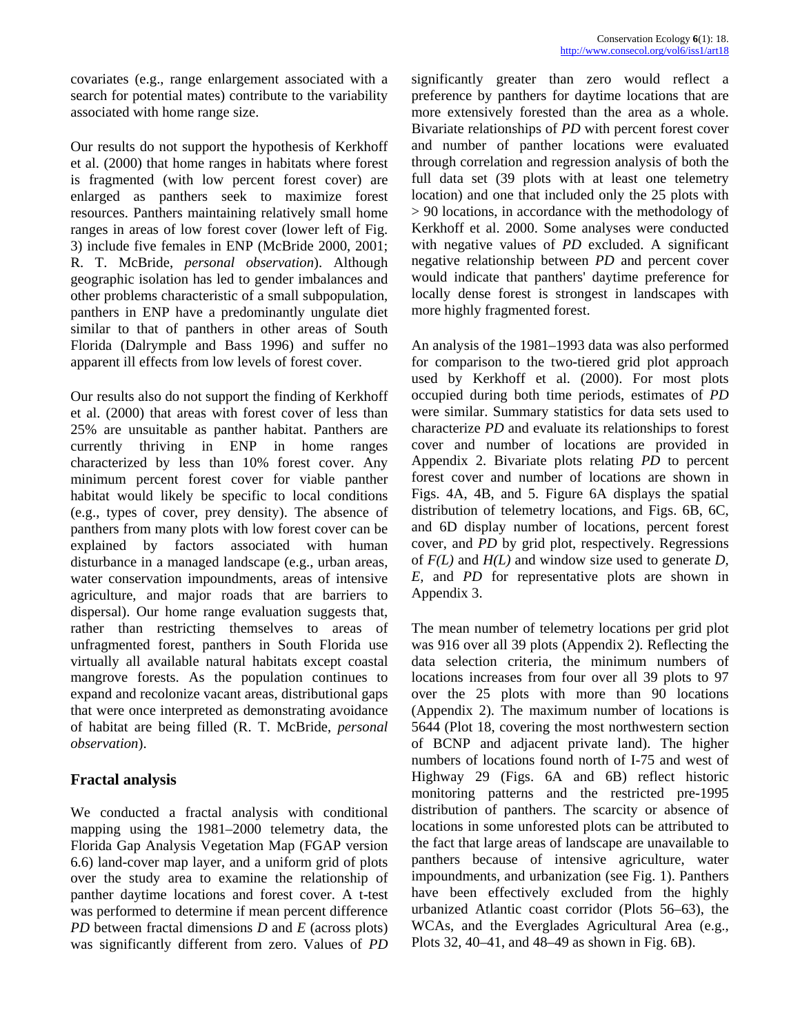covariates (e.g., range enlargement associated with a search for potential mates) contribute to the variability associated with home range size.

Our results do not support the hypothesis of Kerkhoff et al. (2000) that home ranges in habitats where forest is fragmented (with low percent forest cover) are enlarged as panthers seek to maximize forest resources. Panthers maintaining relatively small home ranges in areas of low forest cover (lower left of Fig. 3) include five females in ENP (McBride 2000, 2001; R. T. McBride, *personal observation*). Although geographic isolation has led to gender imbalances and other problems characteristic of a small subpopulation, panthers in ENP have a predominantly ungulate diet similar to that of panthers in other areas of South Florida (Dalrymple and Bass 1996) and suffer no apparent ill effects from low levels of forest cover.

Our results also do not support the finding of Kerkhoff et al. (2000) that areas with forest cover of less than 25% are unsuitable as panther habitat. Panthers are currently thriving in ENP in home ranges characterized by less than 10% forest cover. Any minimum percent forest cover for viable panther habitat would likely be specific to local conditions (e.g., types of cover, prey density). The absence of panthers from many plots with low forest cover can be explained by factors associated with human disturbance in a managed landscape (e.g., urban areas, water conservation impoundments, areas of intensive agriculture, and major roads that are barriers to dispersal). Our home range evaluation suggests that, rather than restricting themselves to areas of unfragmented forest, panthers in South Florida use virtually all available natural habitats except coastal mangrove forests. As the population continues to expand and recolonize vacant areas, distributional gaps that were once interpreted as demonstrating avoidance of habitat are being filled (R. T. McBride, *personal observation*).

## Fractal analysis

We conducted a fractal analysis with conditional mapping using the 1981–2000 telemetry data, the Florida Gap Analysis Vegetation Map (FGAP version 6.6) land-cover map layer, and a uniform grid of plots over the study area to examine the relationship of panther daytime locations and forest cover. A t-test was performed to determine if mean percent difference *PD* between fractal dimensions *D* and *E* (across plots) was significantly different from zero. Values of *PD* significantly greater than zero would reflect a preference by panthers for daytime locations that are more extensively forested than the area as a whole. Bivariate relationships of *PD* with percent forest cover and number of panther locations were evaluated through correlation and regression analysis of both the full data set (39 plots with at least one telemetry location) and one that included only the 25 plots with > 90 locations, in accordance with the methodology of Kerkhoff et al. 2000. Some analyses were conducted with negative values of *PD* excluded. A significant negative relationship between *PD* and percent cover would indicate that panthers' daytime preference for locally dense forest is strongest in landscapes with more highly fragmented forest.

An analysis of the 1981–1993 data was also performed for comparison to the two-tiered grid plot approach used by Kerkhoff et al. (2000). For most plots occupied during both time periods, estimates of *PD* were similar. Summary statistics for data sets used to characterize *PD* and evaluate its relationships to forest cover and number of locations are provided in Appendix 2. Bivariate plots relating *PD* to percent forest cover and number of locations are shown in Figs. 4A, 4B, and 5. Figure 6A displays the spatial distribution of telemetry locations, and Figs. 6B, 6C, and 6D display number of locations, percent forest cover, and *PD* by grid plot, respectively. Regressions of *F(L)* and *H(L)* and window size used to generate *D*, *E*, and *PD* for representative plots are shown in Appendix 3.

The mean number of telemetry locations per grid plot was 916 over all 39 plots (Appendix 2). Reflecting the data selection criteria, the minimum numbers of locations increases from four over all 39 plots to 97 over the 25 plots with more than 90 locations (Appendix 2). The maximum number of locations is 5644 (Plot 18, covering the most northwestern section of BCNP and adjacent private land). The higher numbers of locations found north of I-75 and west of Highway 29 (Figs. 6A and 6B) reflect historic monitoring patterns and the restricted pre-1995 distribution of panthers. The scarcity or absence of locations in some unforested plots can be attributed to the fact that large areas of landscape are unavailable to panthers because of intensive agriculture, water impoundments, and urbanization (see Fig. 1). Panthers have been effectively excluded from the highly urbanized Atlantic coast corridor (Plots 56–63), the WCAs, and the Everglades Agricultural Area (e.g., Plots 32, 40–41, and 48–49 as shown in Fig. 6B).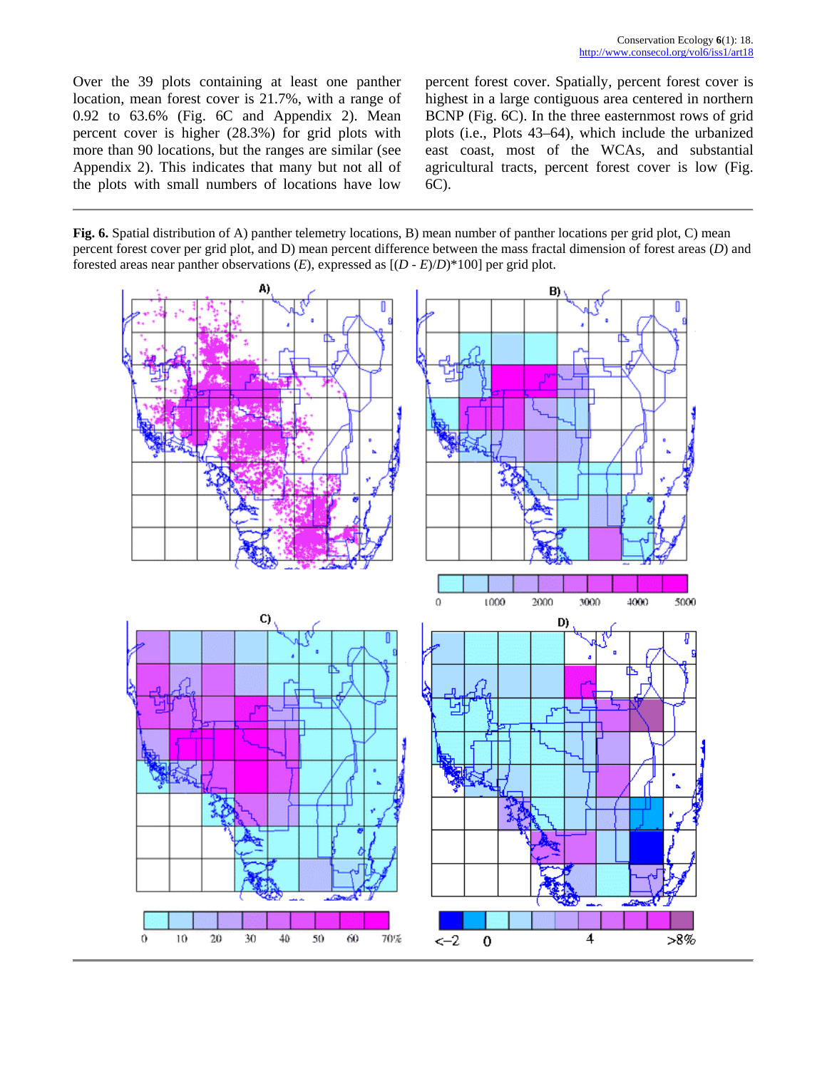Over the 39 plots containing at least one panther location, mean forest cover is 21.7%, with a range of 0.92 to 63.6% (Fig. 6C and Appendix 2). Mean percent cover is higher (28.3%) for grid plots with more than 90 locations, but the ranges are similar (see Appendix 2). This indicates that many but not all of the plots with small numbers of locations have low percent forest cover. Spatially, percent forest cover is highest in a large contiguous area centered in northern BCNP (Fig. 6C). In the three easternmost rows of grid plots (i.e., Plots 43–64), which include the urbanized east coast, most of the WCAs, and substantial agricultural tracts, percent forest cover is low (Fig. 6C).

**Fig. 6.** Spatial distribution of A) panther telemetry locations, B) mean number of panther locations per grid plot, C) mean percent forest cover per grid plot, and D) mean percent difference between the mass fractal dimension of forest areas ($D$) and forested areas near panther observations ($E$), expressed as $[(D - E)/D]*100$ per grid plot.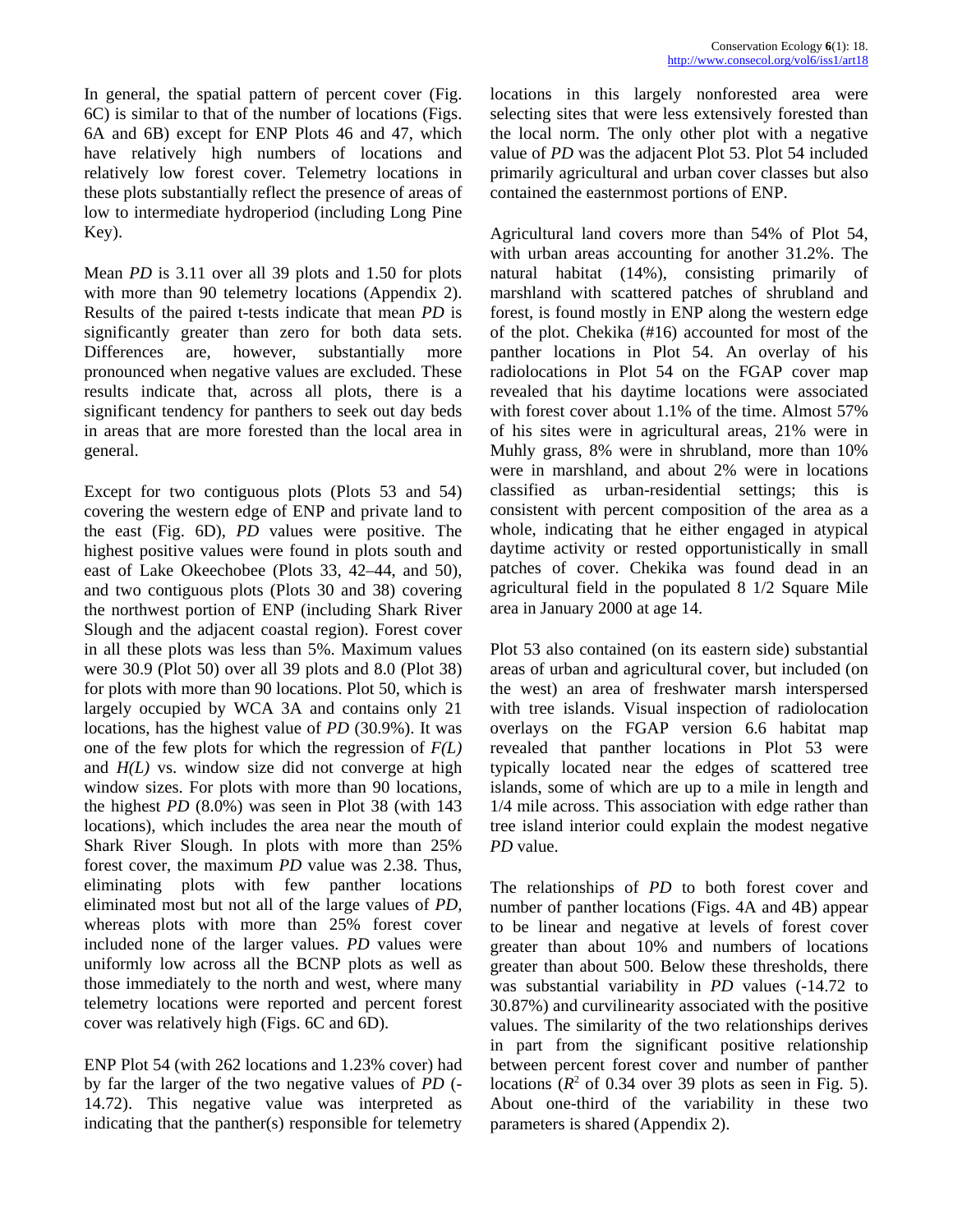In general, the spatial pattern of percent cover (Fig. 6C) is similar to that of the number of locations (Figs. 6A and 6B) except for ENP Plots 46 and 47, which have relatively high numbers of locations and relatively low forest cover. Telemetry locations in these plots substantially reflect the presence of areas of low to intermediate hydroperiod (including Long Pine Key).

Mean *PD* is 3.11 over all 39 plots and 1.50 for plots with more than 90 telemetry locations (Appendix 2). Results of the paired t-tests indicate that mean *PD* is significantly greater than zero for both data sets. Differences are, however, substantially more pronounced when negative values are excluded. These results indicate that, across all plots, there is a significant tendency for panthers to seek out day beds in areas that are more forested than the local area in general.

Except for two contiguous plots (Plots 53 and 54) covering the western edge of ENP and private land to the east (Fig. 6D), *PD* values were positive. The highest positive values were found in plots south and east of Lake Okeechobee (Plots 33, 42–44, and 50), and two contiguous plots (Plots 30 and 38) covering the northwest portion of ENP (including Shark River Slough and the adjacent coastal region). Forest cover in all these plots was less than 5%. Maximum values were 30.9 (Plot 50) over all 39 plots and 8.0 (Plot 38) for plots with more than 90 locations. Plot 50, which is largely occupied by WCA 3A and contains only 21 locations, has the highest value of *PD* (30.9%). It was one of the few plots for which the regression of *F(L)* and *H(L)* vs. window size did not converge at high window sizes. For plots with more than 90 locations, the highest *PD* (8.0%) was seen in Plot 38 (with 143 locations), which includes the area near the mouth of Shark River Slough. In plots with more than 25% forest cover, the maximum *PD* value was 2.38. Thus, eliminating plots with few panther locations eliminated most but not all of the large values of *PD*, whereas plots with more than 25% forest cover included none of the larger values. *PD* values were uniformly low across all the BCNP plots as well as those immediately to the north and west, where many telemetry locations were reported and percent forest cover was relatively high (Figs. 6C and 6D).

ENP Plot 54 (with 262 locations and 1.23% cover) had by far the larger of the two negative values of *PD* (-14.72). This negative value was interpreted as indicating that the panther(s) responsible for telemetry locations in this largely nonforested area were selecting sites that were less extensively forested than the local norm. The only other plot with a negative value of *PD* was the adjacent Plot 53. Plot 54 included primarily agricultural and urban cover classes but also contained the easternmost portions of ENP.

Agricultural land covers more than 54% of Plot 54, with urban areas accounting for another 31.2%. The natural habitat (14%), consisting primarily of marshland with scattered patches of shrubland and forest, is found mostly in ENP along the western edge of the plot. Chekika (#16) accounted for most of the panther locations in Plot 54. An overlay of his radiolocations in Plot 54 on the FGAP cover map revealed that his daytime locations were associated with forest cover about 1.1% of the time. Almost 57% of his sites were in agricultural areas, 21% were in Muhly grass, 8% were in shrubland, more than 10% were in marshland, and about 2% were in locations classified as urban-residential settings; this is consistent with percent composition of the area as a whole, indicating that he either engaged in atypical daytime activity or rested opportunistically in small patches of cover. Chekika was found dead in an agricultural field in the populated 8 1/2 Square Mile area in January 2000 at age 14.

Plot 53 also contained (on its eastern side) substantial areas of urban and agricultural cover, but included (on the west) an area of freshwater marsh interspersed with tree islands. Visual inspection of radiolocation overlays on the FGAP version 6.6 habitat map revealed that panther locations in Plot 53 were typically located near the edges of scattered tree islands, some of which are up to a mile in length and 1/4 mile across. This association with edge rather than tree island interior could explain the modest negative *PD* value.

The relationships of *PD* to both forest cover and number of panther locations (Figs. 4A and 4B) appear to be linear and negative at levels of forest cover greater than about 10% and numbers of locations greater than about 500. Below these thresholds, there was substantial variability in *PD* values (-14.72 to 30.87%) and curvilinearity associated with the positive values. The similarity of the two relationships derives in part from the significant positive relationship between percent forest cover and number of panther locations ($R^2$ of 0.34 over 39 plots as seen in Fig. 5). About one-third of the variability in these two parameters is shared (Appendix 2).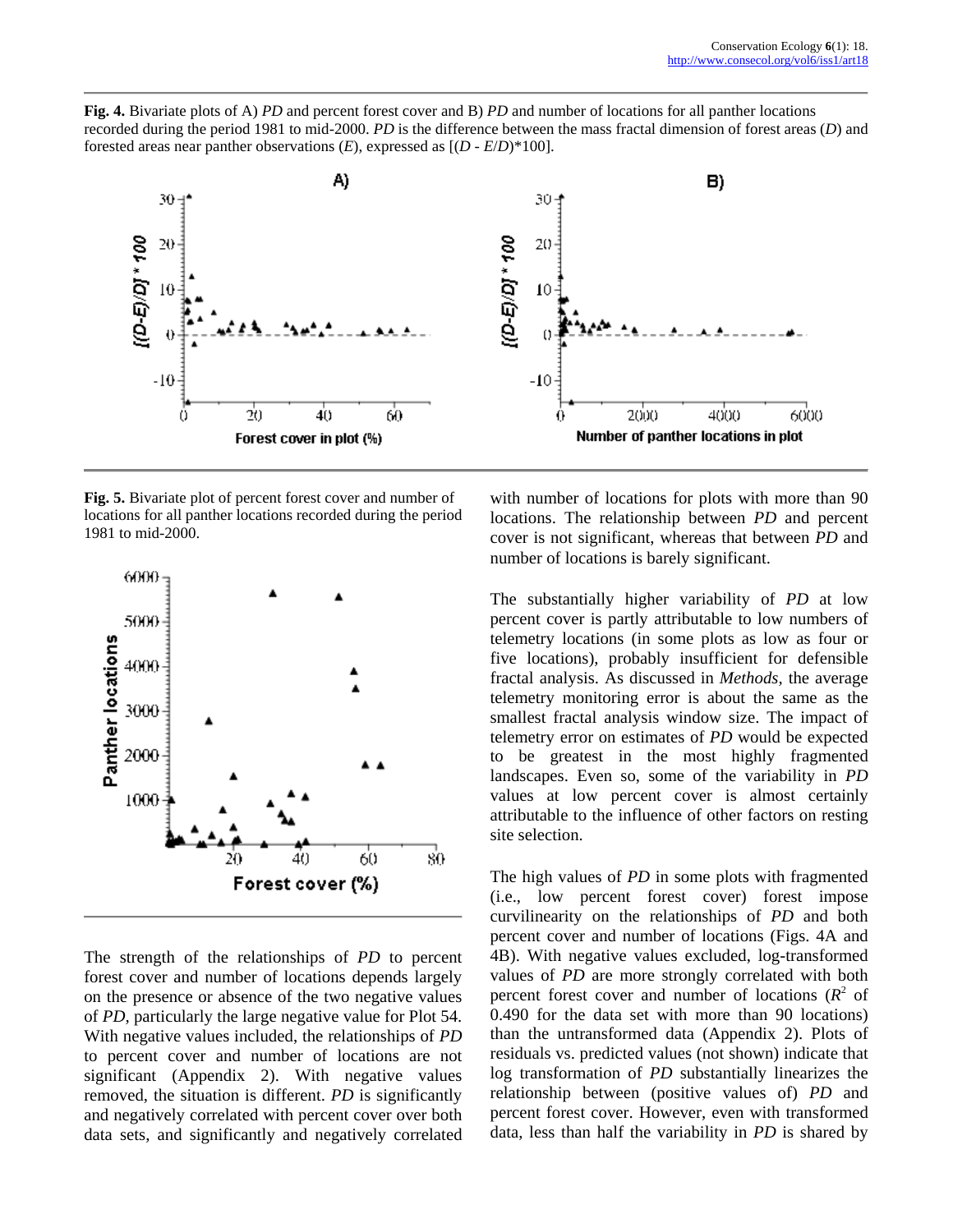**Fig. 4.** Bivariate plots of A) *PD* and percent forest cover and B) *PD* and number of locations for all panther locations recorded during the period 1981 to mid-2000. *PD* is the difference between the mass fractal dimension of forest areas (*D*) and forested areas near panther observations (*E*), expressed as [(*D* - *E*/*D*)*100].

**Fig. 5.** Bivariate plot of percent forest cover and number of locations for all panther locations recorded during the period 1981 to mid-2000.

The strength of the relationships of *PD* to percent forest cover and number of locations depends largely on the presence or absence of the two negative values of *PD*, particularly the large negative value for Plot 54. With negative values included, the relationships of *PD* to percent cover and number of locations are not significant (Appendix 2). With negative values removed, the situation is different. *PD* is significantly and negatively correlated with percent cover over both data sets, and significantly and negatively correlated with number of locations for plots with more than 90 locations. The relationship between *PD* and percent cover is not significant, whereas that between *PD* and number of locations is barely significant.

The substantially higher variability of *PD* at low percent cover is partly attributable to low numbers of telemetry locations (in some plots as low as four or five locations), probably insufficient for defensible fractal analysis. As discussed in *Methods*, the average telemetry monitoring error is about the same as the smallest fractal analysis window size. The impact of telemetry error on estimates of *PD* would be expected to be greatest in the most highly fragmented landscapes. Even so, some of the variability in *PD* values at low percent cover is almost certainly attributable to the influence of other factors on resting site selection.

The high values of *PD* in some plots with fragmented (i.e., low percent forest cover) forest impose curvilinearity on the relationships of *PD* and both percent cover and number of locations (Figs. 4A and 4B). With negative values excluded, log-transformed values of *PD* are more strongly correlated with both percent forest cover and number of locations ($R^2$ of 0.490 for the data set with more than 90 locations) than the untransformed data (Appendix 2). Plots of residuals vs. predicted values (not shown) indicate that log transformation of *PD* substantially linearizes the relationship between (positive values of) *PD* and percent forest cover. However, even with transformed data, less than half the variability in *PD* is shared by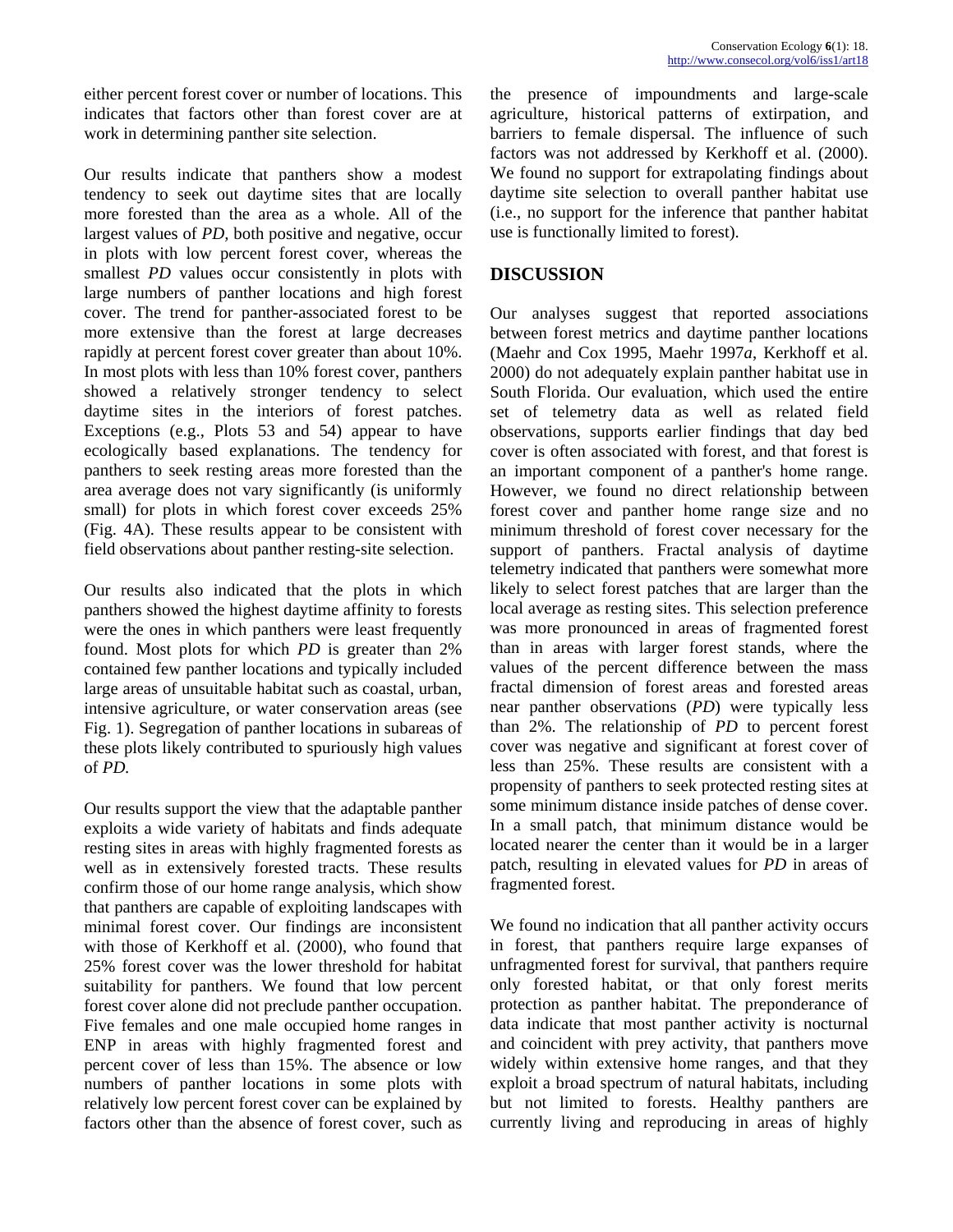either percent forest cover or number of locations. This indicates that factors other than forest cover are at work in determining panther site selection.

Our results indicate that panthers show a modest tendency to seek out daytime sites that are locally more forested than the area as a whole. All of the largest values of *PD*, both positive and negative, occur in plots with low percent forest cover, whereas the smallest *PD* values occur consistently in plots with large numbers of panther locations and high forest cover. The trend for panther-associated forest to be more extensive than the forest at large decreases rapidly at percent forest cover greater than about 10%. In most plots with less than 10% forest cover, panthers showed a relatively stronger tendency to select daytime sites in the interiors of forest patches. Exceptions (e.g., Plots 53 and 54) appear to have ecologically based explanations. The tendency for panthers to seek resting areas more forested than the area average does not vary significantly (is uniformly small) for plots in which forest cover exceeds 25% (Fig. 4A). These results appear to be consistent with field observations about panther resting-site selection.

Our results also indicated that the plots in which panthers showed the highest daytime affinity to forests were the ones in which panthers were least frequently found. Most plots for which *PD* is greater than 2% contained few panther locations and typically included large areas of unsuitable habitat such as coastal, urban, intensive agriculture, or water conservation areas (see Fig. 1). Segregation of panther locations in subareas of these plots likely contributed to spuriously high values of *PD*.

Our results support the view that the adaptable panther exploits a wide variety of habitats and finds adequate resting sites in areas with highly fragmented forests as well as in extensively forested tracts. These results confirm those of our home range analysis, which show that panthers are capable of exploiting landscapes with minimal forest cover. Our findings are inconsistent with those of Kerkhoff et al. (2000), who found that 25% forest cover was the lower threshold for habitat suitability for panthers. We found that low percent forest cover alone did not preclude panther occupation. Five females and one male occupied home ranges in ENP in areas with highly fragmented forest and percent cover of less than 15%. The absence or low numbers of panther locations in some plots with relatively low percent forest cover can be explained by factors other than the absence of forest cover, such as the presence of impoundments and large-scale agriculture, historical patterns of extirpation, and barriers to female dispersal. The influence of such factors was not addressed by Kerkhoff et al. (2000). We found no support for extrapolating findings about daytime site selection to overall panther habitat use (i.e., no support for the inference that panther habitat use is functionally limited to forest).

## DISCUSSION

Our analyses suggest that reported associations between forest metrics and daytime panther locations (Maehr and Cox 1995, Maehr 1997*a*, Kerkhoff et al. 2000) do not adequately explain panther habitat use in South Florida. Our evaluation, which used the entire set of telemetry data as well as related field observations, supports earlier findings that day bed cover is often associated with forest, and that forest is an important component of a panther's home range. However, we found no direct relationship between forest cover and panther home range size and no minimum threshold of forest cover necessary for the support of panthers. Fractal analysis of daytime telemetry indicated that panthers were somewhat more likely to select forest patches that are larger than the local average as resting sites. This selection preference was more pronounced in areas of fragmented forest than in areas with larger forest stands, where the values of the percent difference between the mass fractal dimension of forest areas and forested areas near panther observations (*PD*) were typically less than 2%. The relationship of *PD* to percent forest cover was negative and significant at forest cover of less than 25%. These results are consistent with a propensity of panthers to seek protected resting sites at some minimum distance inside patches of dense cover. In a small patch, that minimum distance would be located nearer the center than it would be in a larger patch, resulting in elevated values for *PD* in areas of fragmented forest.

We found no indication that all panther activity occurs in forest, that panthers require large expanses of unfragmented forest for survival, that panthers require only forested habitat, or that only forest merits protection as panther habitat. The preponderance of data indicate that most panther activity is nocturnal and coincident with prey activity, that panthers move widely within extensive home ranges, and that they exploit a broad spectrum of natural habitats, including but not limited to forests. Healthy panthers are currently living and reproducing in areas of highly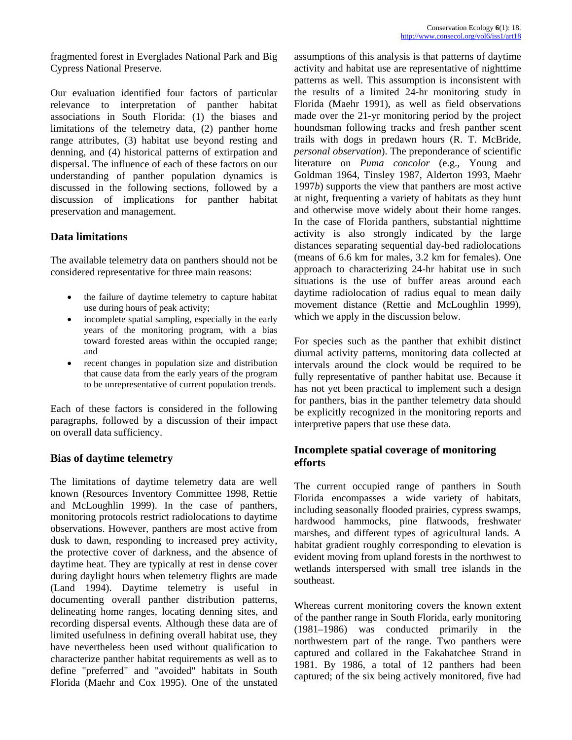fragmented forest in Everglades National Park and Big Cypress National Preserve.

Our evaluation identified four factors of particular relevance to interpretation of panther habitat associations in South Florida: (1) the biases and limitations of the telemetry data, (2) panther home range attributes, (3) habitat use beyond resting and denning, and (4) historical patterns of extirpation and dispersal. The influence of each of these factors on our understanding of panther population dynamics is discussed in the following sections, followed by a discussion of implications for panther habitat preservation and management.

## Data limitations

The available telemetry data on panthers should not be considered representative for three main reasons:

- the failure of daytime telemetry to capture habitat use during hours of peak activity;
- incomplete spatial sampling, especially in the early years of the monitoring program, with a bias toward forested areas within the occupied range; and
- recent changes in population size and distribution that cause data from the early years of the program to be unrepresentative of current population trends.

Each of these factors is considered in the following paragraphs, followed by a discussion of their impact on overall data sufficiency.

### Bias of daytime telemetry

The limitations of daytime telemetry data are well known (Resources Inventory Committee 1998, Rettie and McLoughlin 1999). In the case of panthers, monitoring protocols restrict radiolocations to daytime observations. However, panthers are most active from dusk to dawn, responding to increased prey activity, the protective cover of darkness, and the absence of daytime heat. They are typically at rest in dense cover during daylight hours when telemetry flights are made (Land 1994). Daytime telemetry is useful in documenting overall panther distribution patterns, delineating home ranges, locating denning sites, and recording dispersal events. Although these data are of limited usefulness in defining overall habitat use, they have nevertheless been used without qualification to characterize panther habitat requirements as well as to define "preferred" and "avoided" habitats in South Florida (Maehr and Cox 1995). One of the unstated assumptions of this analysis is that patterns of daytime activity and habitat use are representative of nighttime patterns as well. This assumption is inconsistent with the results of a limited 24-hr monitoring study in Florida (Maehr 1991), as well as field observations made over the 21-yr monitoring period by the project houndsman following tracks and fresh panther scent trails with dogs in predawn hours (R. T. McBride, *personal observation*). The preponderance of scientific literature on *Puma concolor* (e.g., Young and Goldman 1964, Tinsley 1987, Alderton 1993, Maehr 1997*b*) supports the view that panthers are most active at night, frequenting a variety of habitats as they hunt and otherwise move widely about their home ranges. In the case of Florida panthers, substantial nighttime activity is also strongly indicated by the large distances separating sequential day-bed radiolocations (means of 6.6 km for males, 3.2 km for females). One approach to characterizing 24-hr habitat use in such situations is the use of buffer areas around each daytime radiolocation of radius equal to mean daily movement distance (Rettie and McLoughlin 1999), which we apply in the discussion below.

For species such as the panther that exhibit distinct diurnal activity patterns, monitoring data collected at intervals around the clock would be required to be fully representative of panther habitat use. Because it has not yet been practical to implement such a design for panthers, bias in the panther telemetry data should be explicitly recognized in the monitoring reports and interpretive papers that use these data.

### Incomplete spatial coverage of monitoring efforts

The current occupied range of panthers in South Florida encompasses a wide variety of habitats, including seasonally flooded prairies, cypress swamps, hardwood hammocks, pine flatwoods, freshwater marshes, and different types of agricultural lands. A habitat gradient roughly corresponding to elevation is evident moving from upland forests in the northwest to wetlands interspersed with small tree islands in the southeast.

Whereas current monitoring covers the known extent of the panther range in South Florida, early monitoring (1981–1986) was conducted primarily in the northwestern part of the range. Two panthers were captured and collared in the Fakahatchee Strand in 1981. By 1986, a total of 12 panthers had been captured; of the six being actively monitored, five had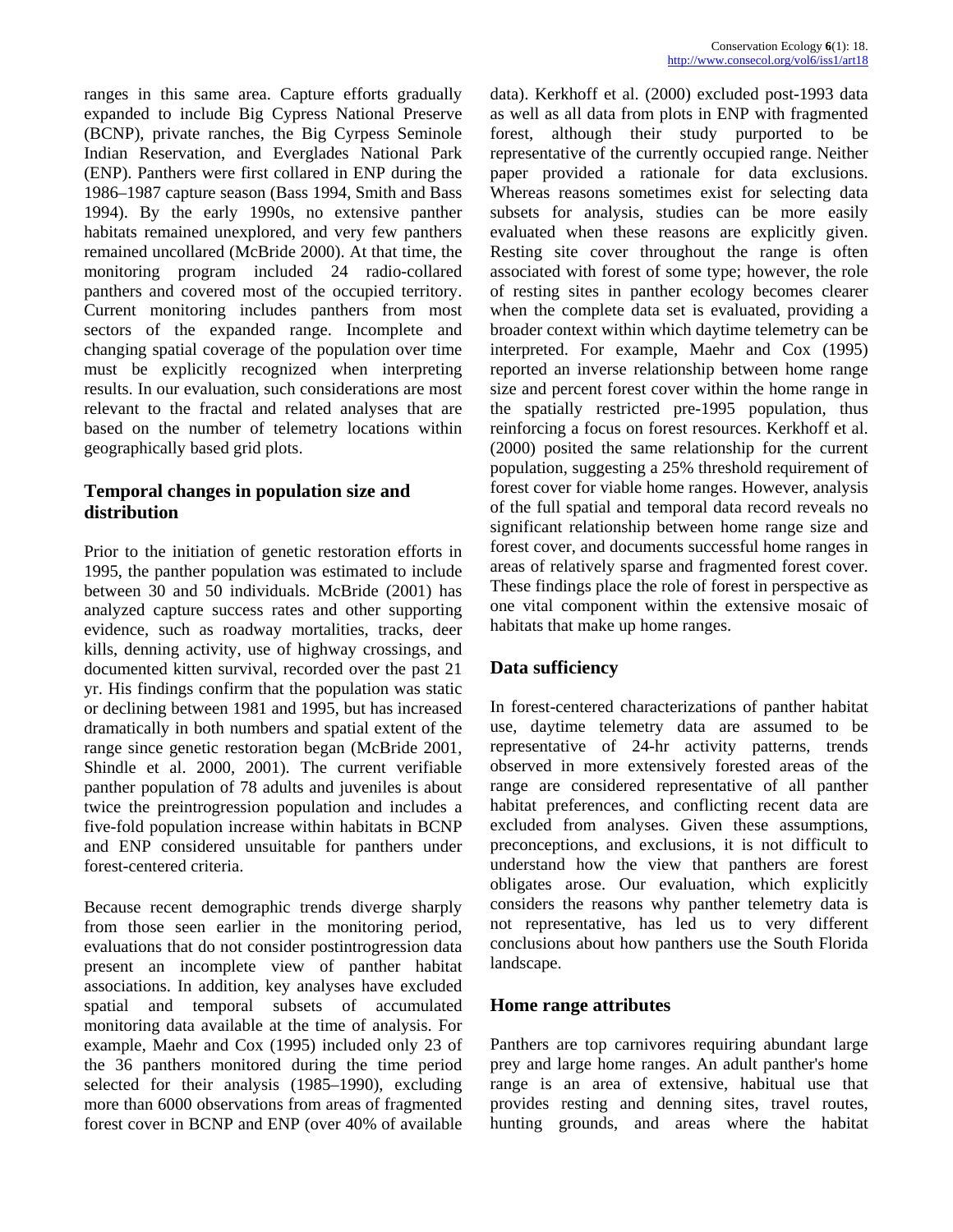ranges in this same area. Capture efforts gradually expanded to include Big Cypress National Preserve (BCNP), private ranches, the Big Cyrpess Seminole Indian Reservation, and Everglades National Park (ENP). Panthers were first collared in ENP during the 1986–1987 capture season (Bass 1994, Smith and Bass 1994). By the early 1990s, no extensive panther habitats remained unexplored, and very few panthers remained uncollared (McBride 2000). At that time, the monitoring program included 24 radio-collared panthers and covered most of the occupied territory. Current monitoring includes panthers from most sectors of the expanded range. Incomplete and changing spatial coverage of the population over time must be explicitly recognized when interpreting results. In our evaluation, such considerations are most relevant to the fractal and related analyses that are based on the number of telemetry locations within geographically based grid plots.

### Temporal changes in population size and distribution

Prior to the initiation of genetic restoration efforts in 1995, the panther population was estimated to include between 30 and 50 individuals. McBride (2001) has analyzed capture success rates and other supporting evidence, such as roadway mortalities, tracks, deer kills, denning activity, use of highway crossings, and documented kitten survival, recorded over the past 21 yr. His findings confirm that the population was static or declining between 1981 and 1995, but has increased dramatically in both numbers and spatial extent of the range since genetic restoration began (McBride 2001, Shindle et al. 2000, 2001). The current verifiable panther population of 78 adults and juveniles is about twice the preintrogression population and includes a five-fold population increase within habitats in BCNP and ENP considered unsuitable for panthers under forest-centered criteria.

Because recent demographic trends diverge sharply from those seen earlier in the monitoring period, evaluations that do not consider postintrogression data present an incomplete view of panther habitat associations. In addition, key analyses have excluded spatial and temporal subsets of accumulated monitoring data available at the time of analysis. For example, Maehr and Cox (1995) included only 23 of the 36 panthers monitored during the time period selected for their analysis (1985–1990), excluding more than 6000 observations from areas of fragmented forest cover in BCNP and ENP (over 40% of available data). Kerkhoff et al. (2000) excluded post-1993 data as well as all data from plots in ENP with fragmented forest, although their study purported to be representative of the currently occupied range. Neither paper provided a rationale for data exclusions. Whereas reasons sometimes exist for selecting data subsets for analysis, studies can be more easily evaluated when these reasons are explicitly given. Resting site cover throughout the range is often associated with forest of some type; however, the role of resting sites in panther ecology becomes clearer when the complete data set is evaluated, providing a broader context within which daytime telemetry can be interpreted. For example, Maehr and Cox (1995) reported an inverse relationship between home range size and percent forest cover within the home range in the spatially restricted pre-1995 population, thus reinforcing a focus on forest resources. Kerkhoff et al. (2000) posited the same relationship for the current population, suggesting a 25% threshold requirement of forest cover for viable home ranges. However, analysis of the full spatial and temporal data record reveals no significant relationship between home range size and forest cover, and documents successful home ranges in areas of relatively sparse and fragmented forest cover. These findings place the role of forest in perspective as one vital component within the extensive mosaic of habitats that make up home ranges.

### Data sufficiency

In forest-centered characterizations of panther habitat use, daytime telemetry data are assumed to be representative of 24-hr activity patterns, trends observed in more extensively forested areas of the range are considered representative of all panther habitat preferences, and conflicting recent data are excluded from analyses. Given these assumptions, preconceptions, and exclusions, it is not difficult to understand how the view that panthers are forest obligates arose. Our evaluation, which explicitly considers the reasons why panther telemetry data is not representative, has led us to very different conclusions about how panthers use the South Florida landscape.

### Home range attributes

Panthers are top carnivores requiring abundant large prey and large home ranges. An adult panther's home range is an area of extensive, habitual use that provides resting and denning sites, travel routes, hunting grounds, and areas where the habitat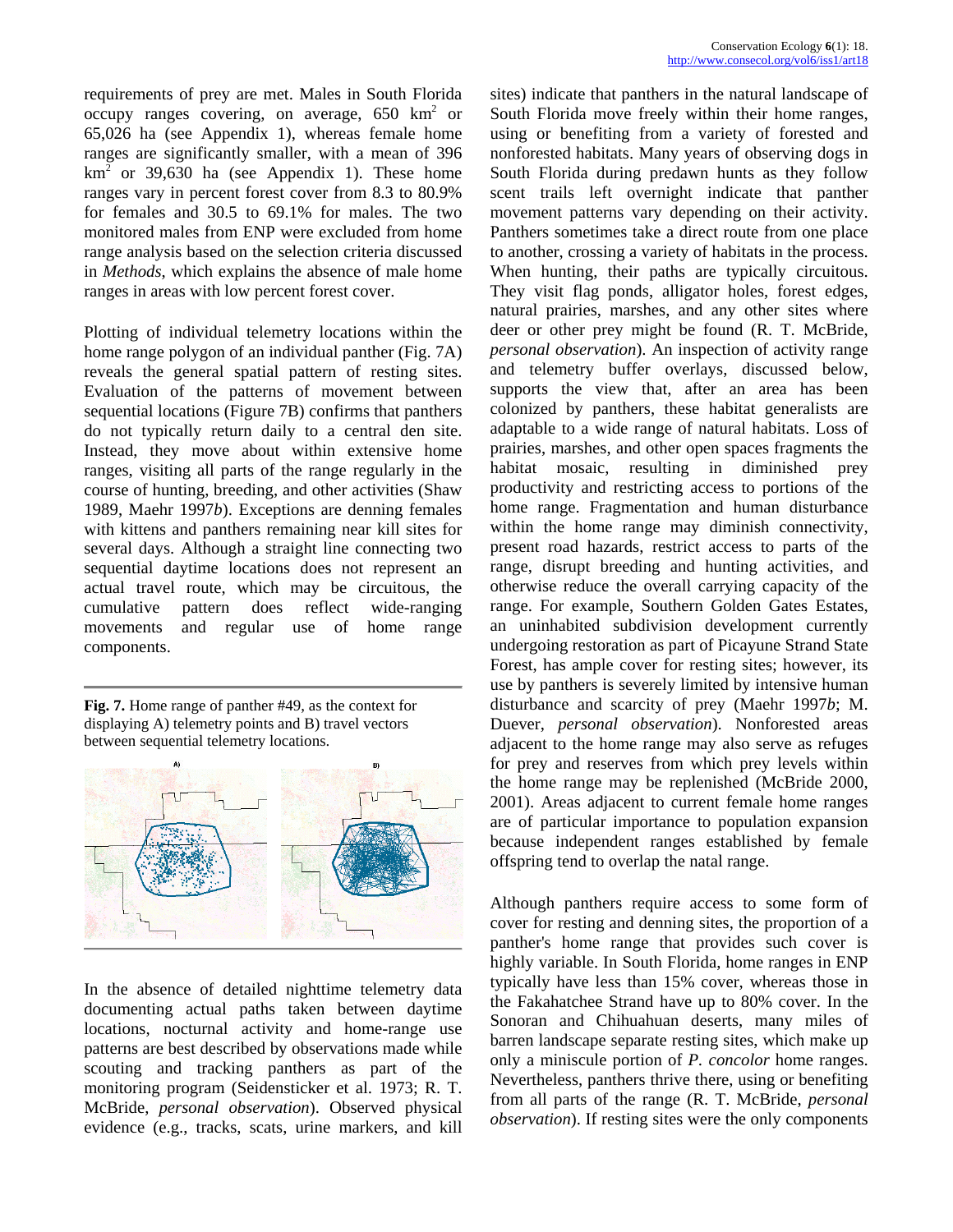requirements of prey are met. Males in South Florida occupy ranges covering, on average, 650 $km^2$ or 65,026 ha (see Appendix 1), whereas female home ranges are significantly smaller, with a mean of 396 $km^2$ or 39,630 ha (see Appendix 1). These home ranges vary in percent forest cover from 8.3 to 80.9% for females and 30.5 to 69.1% for males. The two monitored males from ENP were excluded from home range analysis based on the selection criteria discussed in *Methods*, which explains the absence of male home ranges in areas with low percent forest cover.

Plotting of individual telemetry locations within the home range polygon of an individual panther (Fig. 7A) reveals the general spatial pattern of resting sites. Evaluation of the patterns of movement between sequential locations (Figure 7B) confirms that panthers do not typically return daily to a central den site. Instead, they move about within extensive home ranges, visiting all parts of the range regularly in the course of hunting, breeding, and other activities (Shaw 1989, Maehr 1997*b*). Exceptions are denning females with kittens and panthers remaining near kill sites for several days. Although a straight line connecting two sequential daytime locations does not represent an actual travel route, which may be circuitous, the cumulative pattern does reflect wide-ranging movements and regular use of home range components.

**Fig. 7.** Home range of panther #49, as the context for displaying A) telemetry points and B) travel vectors between sequential telemetry locations.

In the absence of detailed nighttime telemetry data documenting actual paths taken between daytime locations, nocturnal activity and home-range use patterns are best described by observations made while scouting and tracking panthers as part of the monitoring program (Seidensticker et al. 1973; R. T. McBride, *personal observation*). Observed physical evidence (e.g., tracks, scats, urine markers, and kill sites) indicate that panthers in the natural landscape of South Florida move freely within their home ranges, using or benefiting from a variety of forested and nonforested habitats. Many years of observing dogs in South Florida during predawn hunts as they follow scent trails left overnight indicate that panther movement patterns vary depending on their activity. Panthers sometimes take a direct route from one place to another, crossing a variety of habitats in the process. When hunting, their paths are typically circuitous. They visit flag ponds, alligator holes, forest edges, natural prairies, marshes, and any other sites where deer or other prey might be found (R. T. McBride, *personal observation*). An inspection of activity range and telemetry buffer overlays, discussed below, supports the view that, after an area has been colonized by panthers, these habitat generalists are adaptable to a wide range of natural habitats. Loss of prairies, marshes, and other open spaces fragments the habitat mosaic, resulting in diminished prey productivity and restricting access to portions of the home range. Fragmentation and human disturbance within the home range may diminish connectivity, present road hazards, restrict access to parts of the range, disrupt breeding and hunting activities, and otherwise reduce the overall carrying capacity of the range. For example, Southern Golden Gates Estates, an uninhabited subdivision development currently undergoing restoration as part of Picayune Strand State Forest, has ample cover for resting sites; however, its use by panthers is severely limited by intensive human disturbance and scarcity of prey (Maehr 1997*b*; M. Duever, *personal observation*). Nonforested areas adjacent to the home range may also serve as refuges for prey and reserves from which prey levels within the home range may be replenished (McBride 2000, 2001). Areas adjacent to current female home ranges are of particular importance to population expansion because independent ranges established by female offspring tend to overlap the natal range.

Although panthers require access to some form of cover for resting and denning sites, the proportion of a panther's home range that provides such cover is highly variable. In South Florida, home ranges in ENP typically have less than 15% cover, whereas those in the Fakahatchee Strand have up to 80% cover. In the Sonoran and Chihuahuan deserts, many miles of barren landscape separate resting sites, which make up only a miniscule portion of *P. concolor* home ranges. Nevertheless, panthers thrive there, using or benefiting from all parts of the range (R. T. McBride, *personal observation*). If resting sites were the only components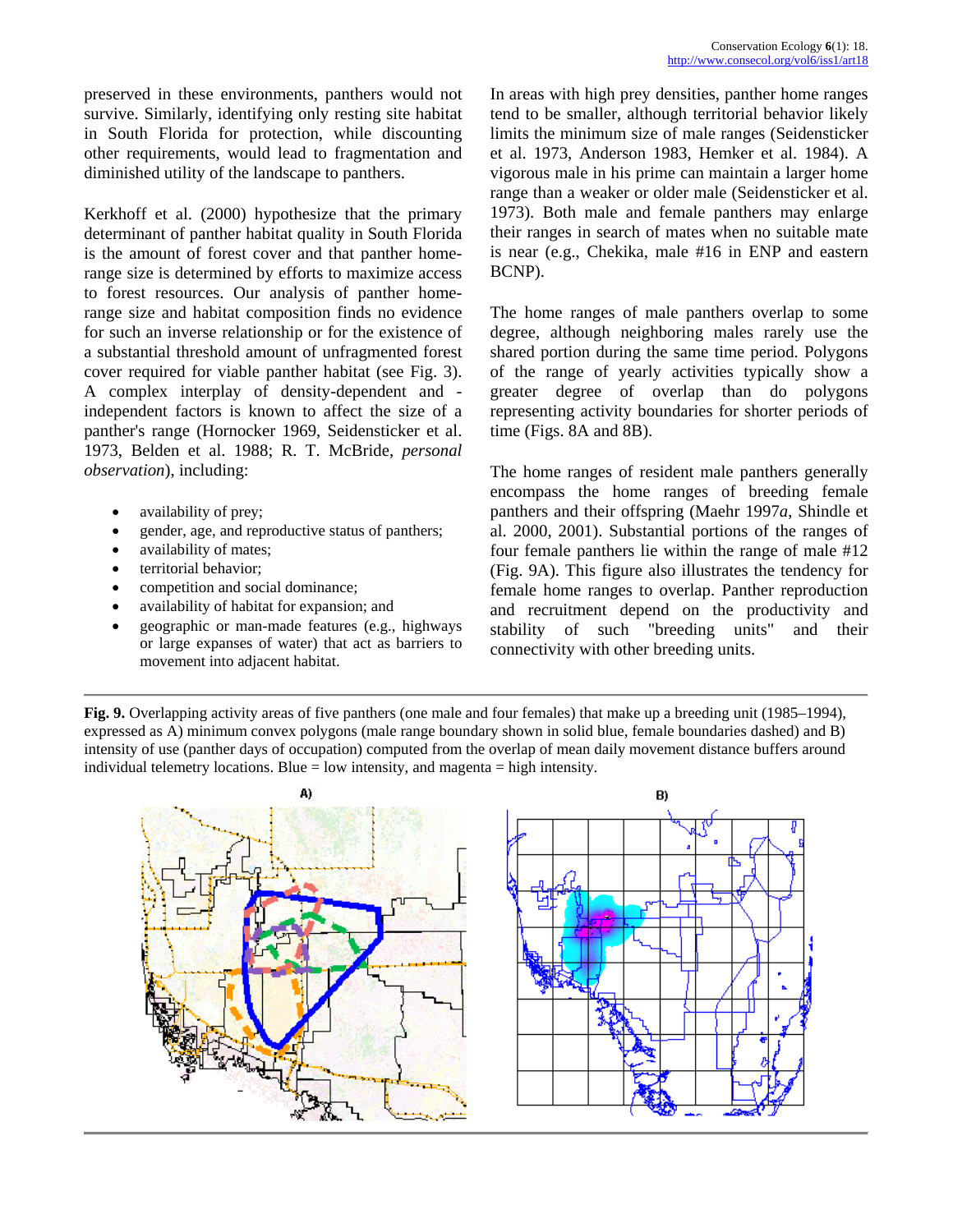preserved in these environments, panthers would not survive. Similarly, identifying only resting site habitat in South Florida for protection, while discounting other requirements, would lead to fragmentation and diminished utility of the landscape to panthers.

Kerkhoff et al. (2000) hypothesize that the primary determinant of panther habitat quality in South Florida is the amount of forest cover and that panther home-range size is determined by efforts to maximize access to forest resources. Our analysis of panther home-range size and habitat composition finds no evidence for such an inverse relationship or for the existence of a substantial threshold amount of unfragmented forest cover required for viable panther habitat (see Fig. 3). A complex interplay of density-dependent and -independent factors is known to affect the size of a panther's range (Hornocker 1969, Seidensticker et al. 1973, Belden et al. 1988; R. T. McBride, *personal observation*), including:

- availability of prey;
- gender, age, and reproductive status of panthers;
- availability of mates;
- territorial behavior;
- competition and social dominance;
- availability of habitat for expansion; and
- geographic or man-made features (e.g., highways or large expanses of water) that act as barriers to movement into adjacent habitat.

In areas with high prey densities, panther home ranges tend to be smaller, although territorial behavior likely limits the minimum size of male ranges (Seidensticker et al. 1973, Anderson 1983, Hemker et al. 1984). A vigorous male in his prime can maintain a larger home range than a weaker or older male (Seidensticker et al. 1973). Both male and female panthers may enlarge their ranges in search of mates when no suitable mate is near (e.g., Chekika, male #16 in ENP and eastern BCNP).

The home ranges of male panthers overlap to some degree, although neighboring males rarely use the shared portion during the same time period. Polygons of the range of yearly activities typically show a greater degree of overlap than do polygons representing activity boundaries for shorter periods of time (Figs. 8A and 8B).

The home ranges of resident male panthers generally encompass the home ranges of breeding female panthers and their offspring (Maehr 1997*a*, Shindle et al. 2000, 2001). Substantial portions of the ranges of four female panthers lie within the range of male #12 (Fig. 9A). This figure also illustrates the tendency for female home ranges to overlap. Panther reproduction and recruitment depend on the productivity and stability of such "breeding units" and their connectivity with other breeding units.

**Fig. 9.** Overlapping activity areas of five panthers (one male and four females) that make up a breeding unit (1985–1994), expressed as A) minimum convex polygons (male range boundary shown in solid blue, female boundaries dashed) and B) intensity of use (panther days of occupation) computed from the overlap of mean daily movement distance buffers around individual telemetry locations. Blue = low intensity, and magenta = high intensity.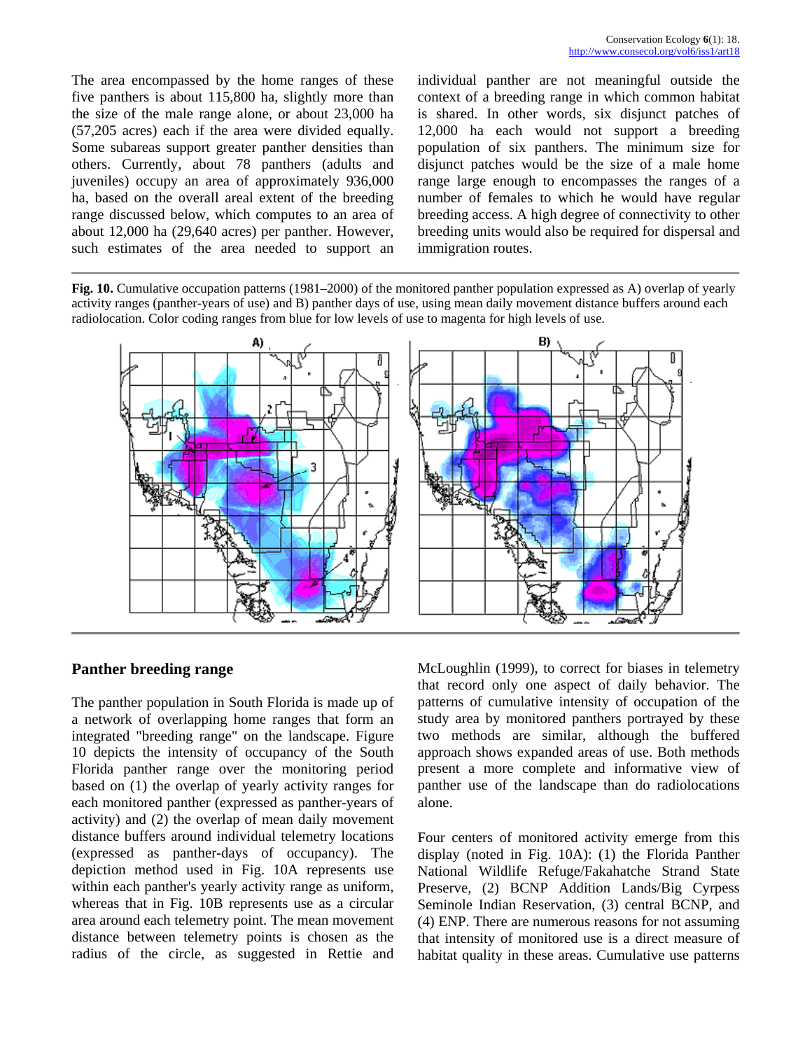The area encompassed by the home ranges of these five panthers is about 115,800 ha, slightly more than the size of the male range alone, or about 23,000 ha (57,205 acres) each if the area were divided equally. Some subareas support greater panther densities than others. Currently, about 78 panthers (adults and juveniles) occupy an area of approximately 936,000 ha, based on the overall areal extent of the breeding range discussed below, which computes to an area of about 12,000 ha (29,640 acres) per panther. However, such estimates of the area needed to support an individual panther are not meaningful outside the context of a breeding range in which common habitat is shared. In other words, six disjunct patches of 12,000 ha each would not support a breeding population of six panthers. The minimum size for disjunct patches would be the size of a male home range large enough to encompasses the ranges of a number of females to which he would have regular breeding access. A high degree of connectivity to other breeding units would also be required for dispersal and immigration routes.

**Fig. 10.** Cumulative occupation patterns (1981–2000) of the monitored panther population expressed as A) overlap of yearly activity ranges (panther-years of use) and B) panther days of use, using mean daily movement distance buffers around each radiolocation. Color coding ranges from blue for low levels of use to magenta for high levels of use.

## Panther breeding range

The panther population in South Florida is made up of a network of overlapping home ranges that form an integrated "breeding range" on the landscape. Figure 10 depicts the intensity of occupancy of the South Florida panther range over the monitoring period based on (1) the overlap of yearly activity ranges for each monitored panther (expressed as panther-years of activity) and (2) the overlap of mean daily movement distance buffers around individual telemetry locations (expressed as panther-days of occupancy). The depiction method used in Fig. 10A represents use within each panther's yearly activity range as uniform, whereas that in Fig. 10B represents use as a circular area around each telemetry point. The mean movement distance between telemetry points is chosen as the radius of the circle, as suggested in Rettie and McLoughlin (1999), to correct for biases in telemetry that record only one aspect of daily behavior. The patterns of cumulative intensity of occupation of the study area by monitored panthers portrayed by these two methods are similar, although the buffered approach shows expanded areas of use. Both methods present a more complete and informative view of panther use of the landscape than do radiolocations alone.

Four centers of monitored activity emerge from this display (noted in Fig. 10A): (1) the Florida Panther National Wildlife Refuge/Fakahatche Strand State Preserve, (2) BCNP Addition Lands/Big Cypress Seminole Indian Reservation, (3) central BCNP, and (4) ENP. There are numerous reasons for not assuming that intensity of monitored use is a direct measure of habitat quality in these areas. Cumulative use patterns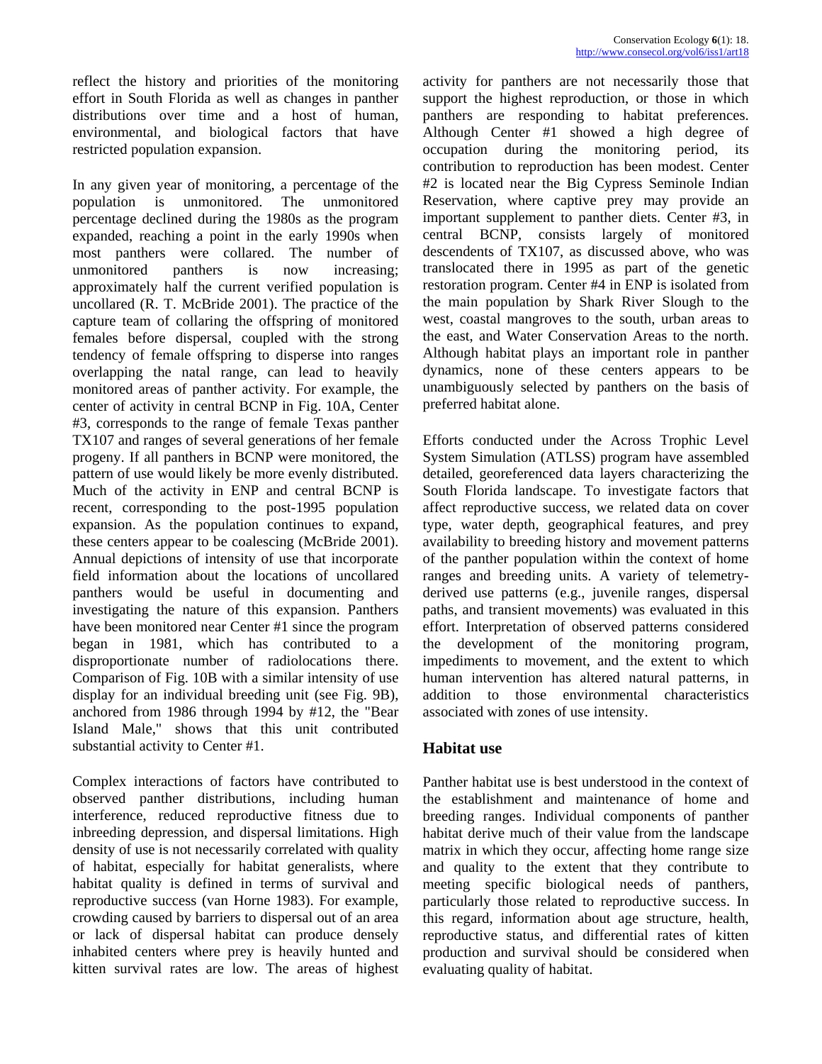reflect the history and priorities of the monitoring effort in South Florida as well as changes in panther distributions over time and a host of human, environmental, and biological factors that have restricted population expansion.

In any given year of monitoring, a percentage of the population is unmonitored. The unmonitored percentage declined during the 1980s as the program expanded, reaching a point in the early 1990s when most panthers were collared. The number of unmonitored panthers is now increasing; approximately half the current verified population is uncollared (R. T. McBride 2001). The practice of the capture team of collaring the offspring of monitored females before dispersal, coupled with the strong tendency of female offspring to disperse into ranges overlapping the natal range, can lead to heavily monitored areas of panther activity. For example, the center of activity in central BCNP in Fig. 10A, Center #3, corresponds to the range of female Texas panther TX107 and ranges of several generations of her female progeny. If all panthers in BCNP were monitored, the pattern of use would likely be more evenly distributed. Much of the activity in ENP and central BCNP is recent, corresponding to the post-1995 population expansion. As the population continues to expand, these centers appear to be coalescing (McBride 2001). Annual depictions of intensity of use that incorporate field information about the locations of uncollared panthers would be useful in documenting and investigating the nature of this expansion. Panthers have been monitored near Center #1 since the program began in 1981, which has contributed to a disproportionate number of radiolocations there. Comparison of Fig. 10B with a similar intensity of use display for an individual breeding unit (see Fig. 9B), anchored from 1986 through 1994 by #12, the "Bear Island Male," shows that this unit contributed substantial activity to Center #1.

Complex interactions of factors have contributed to observed panther distributions, including human interference, reduced reproductive fitness due to inbreeding depression, and dispersal limitations. High density of use is not necessarily correlated with quality of habitat, especially for habitat generalists, where habitat quality is defined in terms of survival and reproductive success (van Horne 1983). For example, crowding caused by barriers to dispersal out of an area or lack of dispersal habitat can produce densely inhabited centers where prey is heavily hunted and kitten survival rates are low. The areas of highest activity for panthers are not necessarily those that support the highest reproduction, or those in which panthers are responding to habitat preferences. Although Center #1 showed a high degree of occupation during the monitoring period, its contribution to reproduction has been modest. Center #2 is located near the Big Cypress Seminole Indian Reservation, where captive prey may provide an important supplement to panther diets. Center #3, in central BCNP, consists largely of monitored descendents of TX107, as discussed above, who was translocated there in 1995 as part of the genetic restoration program. Center #4 in ENP is isolated from the main population by Shark River Slough to the west, coastal mangroves to the south, urban areas to the east, and Water Conservation Areas to the north. Although habitat plays an important role in panther dynamics, none of these centers appears to be unambiguously selected by panthers on the basis of preferred habitat alone.

Efforts conducted under the Across Trophic Level System Simulation (ATLSS) program have assembled detailed, georeferenced data layers characterizing the South Florida landscape. To investigate factors that affect reproductive success, we related data on cover type, water depth, geographical features, and prey availability to breeding history and movement patterns of the panther population within the context of home ranges and breeding units. A variety of telemetry-derived use patterns (e.g., juvenile ranges, dispersal paths, and transient movements) was evaluated in this effort. Interpretation of observed patterns considered the development of the monitoring program, impediments to movement, and the extent to which human intervention has altered natural patterns, in addition to those environmental characteristics associated with zones of use intensity.

## Habitat use

Panther habitat use is best understood in the context of the establishment and maintenance of home and breeding ranges. Individual components of panther habitat derive much of their value from the landscape matrix in which they occur, affecting home range size and quality to the extent that they contribute to meeting specific biological needs of panthers, particularly those related to reproductive success. In this regard, information about age structure, health, reproductive status, and differential rates of kitten production and survival should be considered when evaluating quality of habitat.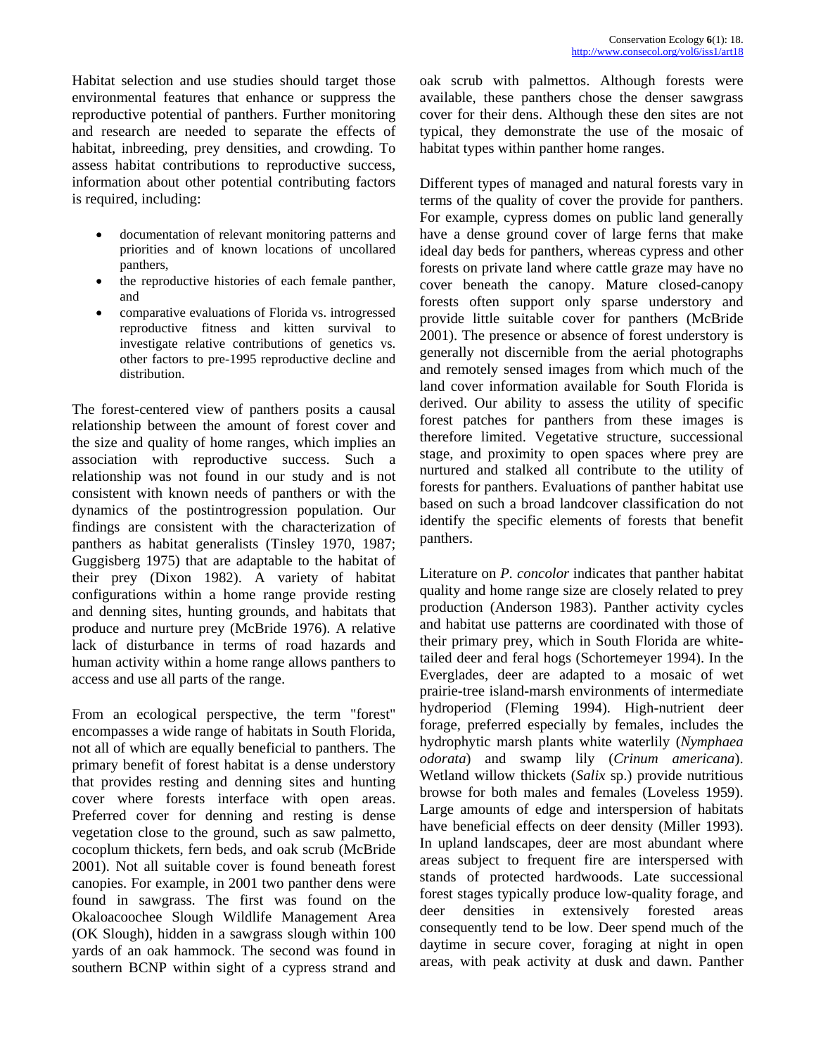Habitat selection and use studies should target those environmental features that enhance or suppress the reproductive potential of panthers. Further monitoring and research are needed to separate the effects of habitat, inbreeding, prey densities, and crowding. To assess habitat contributions to reproductive success, information about other potential contributing factors is required, including:

- documentation of relevant monitoring patterns and priorities and of known locations of uncollared panthers,
- the reproductive histories of each female panther, and
- comparative evaluations of Florida vs. introgressed reproductive fitness and kitten survival to investigate relative contributions of genetics vs. other factors to pre-1995 reproductive decline and distribution.

The forest-centered view of panthers posits a causal relationship between the amount of forest cover and the size and quality of home ranges, which implies an association with reproductive success. Such a relationship was not found in our study and is not consistent with known needs of panthers or with the dynamics of the postintrogression population. Our findings are consistent with the characterization of panthers as habitat generalists (Tinsley 1970, 1987; Guggisberg 1975) that are adaptable to the habitat of their prey (Dixon 1982). A variety of habitat configurations within a home range provide resting and denning sites, hunting grounds, and habitats that produce and nurture prey (McBride 1976). A relative lack of disturbance in terms of road hazards and human activity within a home range allows panthers to access and use all parts of the range.

From an ecological perspective, the term "forest" encompasses a wide range of habitats in South Florida, not all of which are equally beneficial to panthers. The primary benefit of forest habitat is a dense understory that provides resting and denning sites and hunting cover where forests interface with open areas. Preferred cover for denning and resting is dense vegetation close to the ground, such as saw palmetto, cocoplum thickets, fern beds, and oak scrub (McBride 2001). Not all suitable cover is found beneath forest canopies. For example, in 2001 two panther dens were found in sawgrass. The first was found on the Okaloacoochee Slough Wildlife Management Area (OK Slough), hidden in a sawgrass slough within 100 yards of an oak hammock. The second was found in southern BCNP within sight of a cypress strand and oak scrub with palmettos. Although forests were available, these panthers chose the denser sawgrass cover for their dens. Although these den sites are not typical, they demonstrate the use of the mosaic of habitat types within panther home ranges.

Different types of managed and natural forests vary in terms of the quality of cover the provide for panthers. For example, cypress domes on public land generally have a dense ground cover of large ferns that make ideal day beds for panthers, whereas cypress and other forests on private land where cattle graze may have no cover beneath the canopy. Mature closed-canopy forests often support only sparse understory and provide little suitable cover for panthers (McBride 2001). The presence or absence of forest understory is generally not discernible from the aerial photographs and remotely sensed images from which much of the land cover information available for South Florida is derived. Our ability to assess the utility of specific forest patches for panthers from these images is therefore limited. Vegetative structure, successional stage, and proximity to open spaces where prey are nurtured and stalked all contribute to the utility of forests for panthers. Evaluations of panther habitat use based on such a broad landcover classification do not identify the specific elements of forests that benefit panthers.

Literature on *P. concolor* indicates that panther habitat quality and home range size are closely related to prey production (Anderson 1983). Panther activity cycles and habitat use patterns are coordinated with those of their primary prey, which in South Florida are white-tailed deer and feral hogs (Schortemeyer 1994). In the Everglades, deer are adapted to a mosaic of wet prairie-tree island-marsh environments of intermediate hydroperiod (Fleming 1994). High-nutrient deer forage, preferred especially by females, includes the hydrophytic marsh plants white waterlily (*Nymphaea odorata*) and swamp lily (*Crinum americana*). Wetland willow thickets (*Salix* sp.) provide nutritious browse for both males and females (Loveless 1959). Large amounts of edge and interspersion of habitats have beneficial effects on deer density (Miller 1993). In upland landscapes, deer are most abundant where areas subject to frequent fire are interspersed with stands of protected hardwoods. Late successional forest stages typically produce low-quality forage, and deer densities in extensively forested areas consequently tend to be low. Deer spend much of the daytime in secure cover, foraging at night in open areas, with peak activity at dusk and dawn. Panther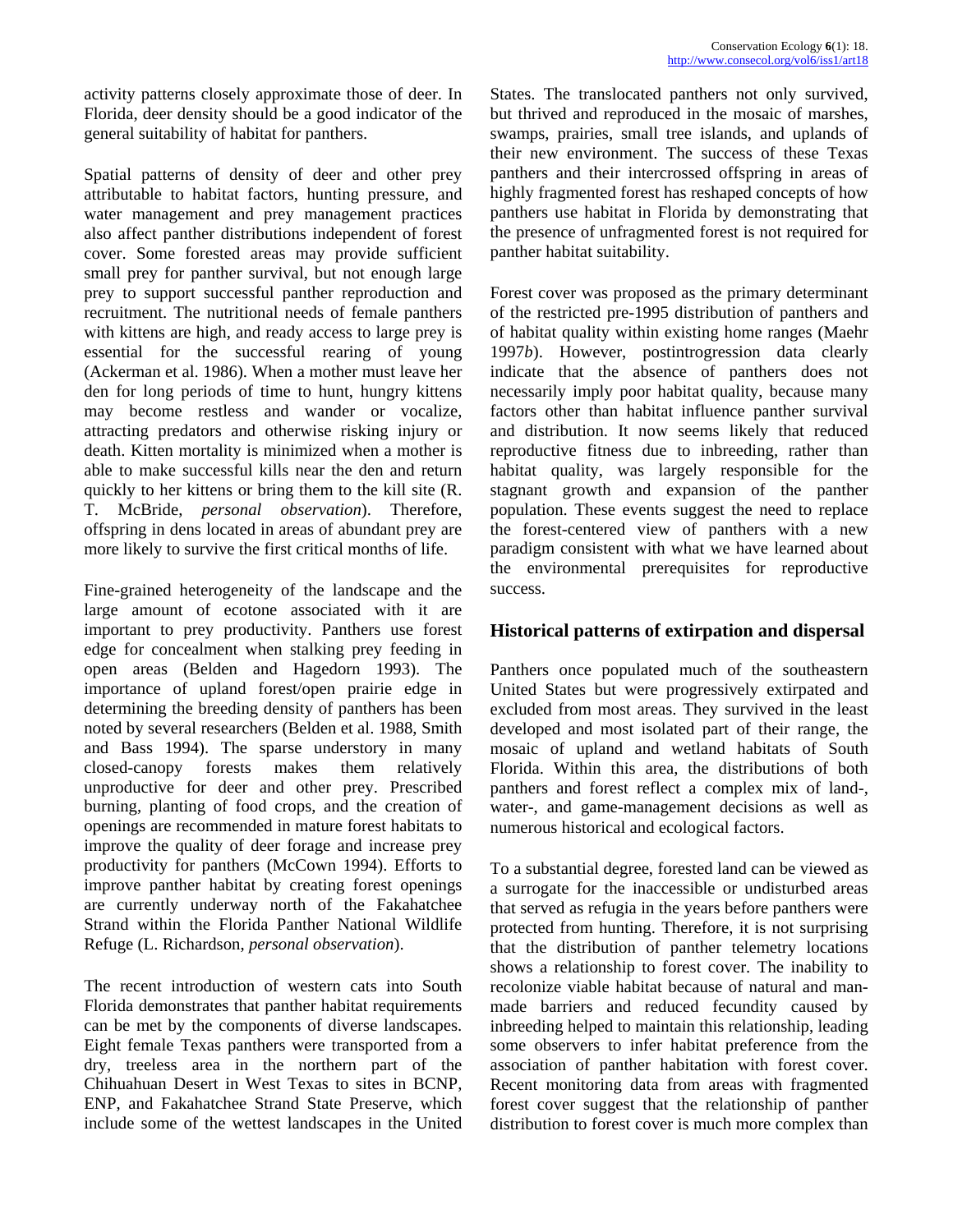activity patterns closely approximate those of deer. In Florida, deer density should be a good indicator of the general suitability of habitat for panthers.

Spatial patterns of density of deer and other prey attributable to habitat factors, hunting pressure, and water management and prey management practices also affect panther distributions independent of forest cover. Some forested areas may provide sufficient small prey for panther survival, but not enough large prey to support successful panther reproduction and recruitment. The nutritional needs of female panthers with kittens are high, and ready access to large prey is essential for the successful rearing of young (Ackerman et al. 1986). When a mother must leave her den for long periods of time to hunt, hungry kittens may become restless and wander or vocalize, attracting predators and otherwise risking injury or death. Kitten mortality is minimized when a mother is able to make successful kills near the den and return quickly to her kittens or bring them to the kill site (R. T. McBride, *personal observation*). Therefore, offspring in dens located in areas of abundant prey are more likely to survive the first critical months of life.

Fine-grained heterogeneity of the landscape and the large amount of ecotone associated with it are important to prey productivity. Panthers use forest edge for concealment when stalking prey feeding in open areas (Belden and Hagedorn 1993). The importance of upland forest/open prairie edge in determining the breeding density of panthers has been noted by several researchers (Belden et al. 1988, Smith and Bass 1994). The sparse understory in many closed-canopy forests makes them relatively unproductive for deer and other prey. Prescribed burning, planting of food crops, and the creation of openings are recommended in mature forest habitats to improve the quality of deer forage and increase prey productivity for panthers (McCown 1994). Efforts to improve panther habitat by creating forest openings are currently underway north of the Fakahatchee Strand within the Florida Panther National Wildlife Refuge (L. Richardson, *personal observation*).

The recent introduction of western cats into South Florida demonstrates that panther habitat requirements can be met by the components of diverse landscapes. Eight female Texas panthers were transported from a dry, treeless area in the northern part of the Chihuahuan Desert in West Texas to sites in BCNP, ENP, and Fakahatchee Strand State Preserve, which include some of the wettest landscapes in the United States. The translocated panthers not only survived, but thrived and reproduced in the mosaic of marshes, swamps, prairies, small tree islands, and uplands of their new environment. The success of these Texas panthers and their intercrossed offspring in areas of highly fragmented forest has reshaped concepts of how panthers use habitat in Florida by demonstrating that the presence of unfragmented forest is not required for panther habitat suitability.

Forest cover was proposed as the primary determinant of the restricted pre-1995 distribution of panthers and of habitat quality within existing home ranges (Maehr 1997*b*). However, postintrogression data clearly indicate that the absence of panthers does not necessarily imply poor habitat quality, because many factors other than habitat influence panther survival and distribution. It now seems likely that reduced reproductive fitness due to inbreeding, rather than habitat quality, was largely responsible for the stagnant growth and expansion of the panther population. These events suggest the need to replace the forest-centered view of panthers with a new paradigm consistent with what we have learned about the environmental prerequisites for reproductive success.

## Historical patterns of extirpation and dispersal

Panthers once populated much of the southeastern United States but were progressively extirpated and excluded from most areas. They survived in the least developed and most isolated part of their range, the mosaic of upland and wetland habitats of South Florida. Within this area, the distributions of both panthers and forest reflect a complex mix of land-, water-, and game-management decisions as well as numerous historical and ecological factors.

To a substantial degree, forested land can be viewed as a surrogate for the inaccessible or undisturbed areas that served as refugia in the years before panthers were protected from hunting. Therefore, it is not surprising that the distribution of panther telemetry locations shows a relationship to forest cover. The inability to recolonize viable habitat because of natural and man-made barriers and reduced fecundity caused by inbreeding helped to maintain this relationship, leading some observers to infer habitat preference from the association of panther habitation with forest cover. Recent monitoring data from areas with fragmented forest cover suggest that the relationship of panther distribution to forest cover is much more complex than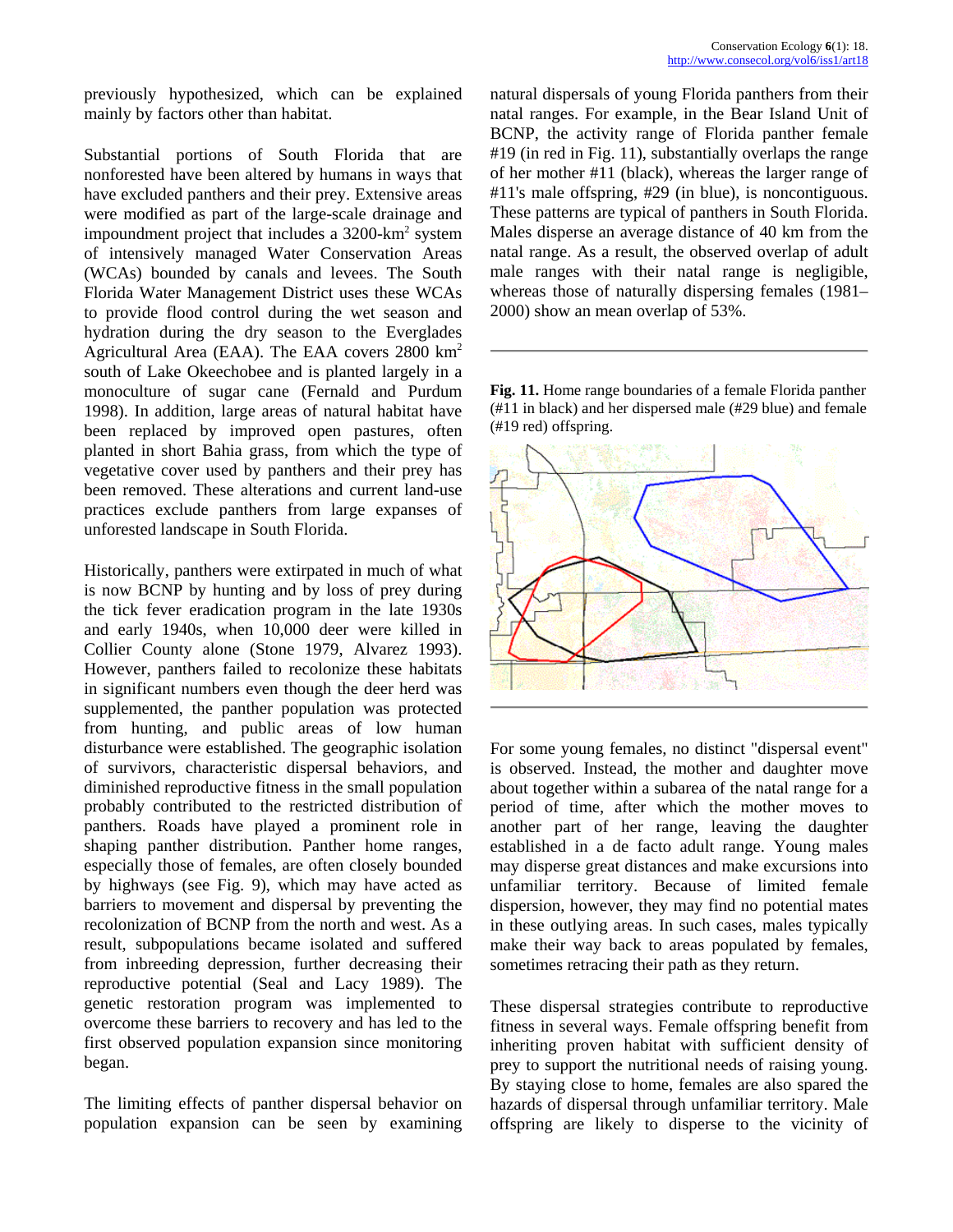previously hypothesized, which can be explained mainly by factors other than habitat.

Substantial portions of South Florida that are nonforested have been altered by humans in ways that have excluded panthers and their prey. Extensive areas were modified as part of the large-scale drainage and impoundment project that includes a 3200-km$^2$ system of intensively managed Water Conservation Areas (WCAs) bounded by canals and levees. The South Florida Water Management District uses these WCAs to provide flood control during the wet season and hydration during the dry season to the Everglades Agricultural Area (EAA). The EAA covers 2800 km$^2$ south of Lake Okeechobee and is planted largely in a monoculture of sugar cane (Fernald and Purdum 1998). In addition, large areas of natural habitat have been replaced by improved open pastures, often planted in short Bahia grass, from which the type of vegetative cover used by panthers and their prey has been removed. These alterations and current land-use practices exclude panthers from large expanses of unforested landscape in South Florida.

Historically, panthers were extirpated in much of what is now BCNP by hunting and by loss of prey during the tick fever eradication program in the late 1930s and early 1940s, when 10,000 deer were killed in Collier County alone (Stone 1979, Alvarez 1993). However, panthers failed to recolonize these habitats in significant numbers even though the deer herd was supplemented, the panther population was protected from hunting, and public areas of low human disturbance were established. The geographic isolation of survivors, characteristic dispersal behaviors, and diminished reproductive fitness in the small population probably contributed to the restricted distribution of panthers. Roads have played a prominent role in shaping panther distribution. Panther home ranges, especially those of females, are often closely bounded by highways (see Fig. 9), which may have acted as barriers to movement and dispersal by preventing the recolonization of BCNP from the north and west. As a result, subpopulations became isolated and suffered from inbreeding depression, further decreasing their reproductive potential (Seal and Lacy 1989). The genetic restoration program was implemented to overcome these barriers to recovery and has led to the first observed population expansion since monitoring began.

The limiting effects of panther dispersal behavior on population expansion can be seen by examining natural dispersals of young Florida panthers from their natal ranges. For example, in the Bear Island Unit of BCNP, the activity range of Florida panther female #19 (in red in Fig. 11), substantially overlaps the range of her mother #11 (black), whereas the larger range of #11's male offspring, #29 (in blue), is noncontiguous. These patterns are typical of panthers in South Florida. Males disperse an average distance of 40 km from the natal range. As a result, the observed overlap of adult male ranges with their natal range is negligible, whereas those of naturally dispersing females (1981–2000) show an mean overlap of 53%.

**Fig. 11.** Home range boundaries of a female Florida panther (#11 in black) and her dispersed male (#29 blue) and female (#19 red) offspring.

For some young females, no distinct "dispersal event" is observed. Instead, the mother and daughter move about together within a subarea of the natal range for a period of time, after which the mother moves to another part of her range, leaving the daughter established in a de facto adult range. Young males may disperse great distances and make excursions into unfamiliar territory. Because of limited female dispersion, however, they may find no potential mates in these outlying areas. In such cases, males typically make their way back to areas populated by females, sometimes retracing their path as they return.

These dispersal strategies contribute to reproductive fitness in several ways. Female offspring benefit from inheriting proven habitat with sufficient density of prey to support the nutritional needs of raising young. By staying close to home, females are also spared the hazards of dispersal through unfamiliar territory. Male offspring are likely to disperse to the vicinity of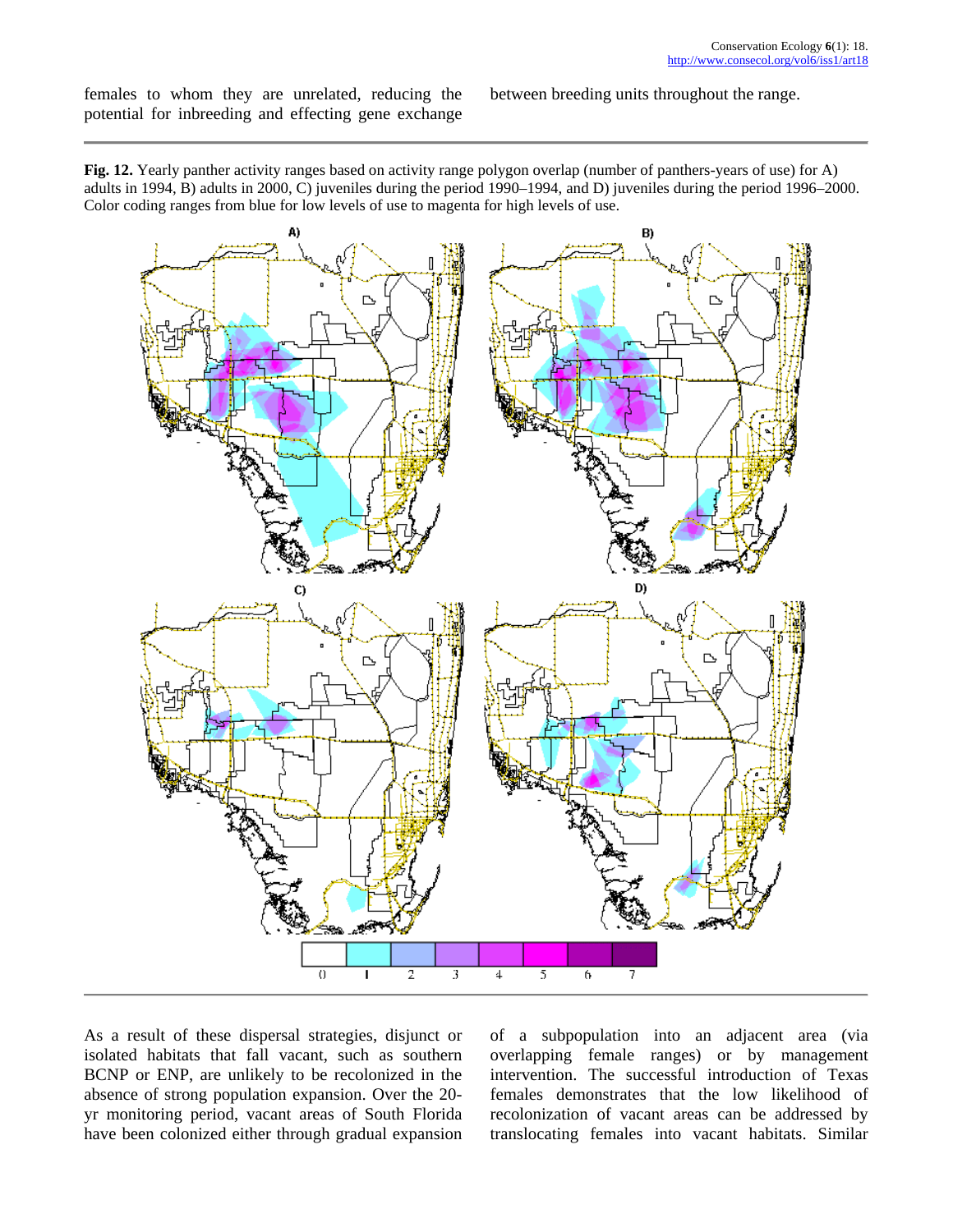females to whom they are unrelated, reducing the potential for inbreeding and effecting gene exchange between breeding units throughout the range.

**Fig. 12.** Yearly panther activity ranges based on activity range polygon overlap (number of panthers-years of use) for A) adults in 1994, B) adults in 2000, C) juveniles during the period 1990–1994, and D) juveniles during the period 1996–2000. Color coding ranges from blue for low levels of use to magenta for high levels of use.

As a result of these dispersal strategies, disjunct or isolated habitats that fall vacant, such as southern BCNP or ENP, are unlikely to be recolonized in the absence of strong population expansion. Over the 20-yr monitoring period, vacant areas of South Florida have been colonized either through gradual expansion of a subpopulation into an adjacent area (via overlapping female ranges) or by management intervention. The successful introduction of Texas females demonstrates that the low likelihood of recolonization of vacant areas can be addressed by translocating females into vacant habitats. Similar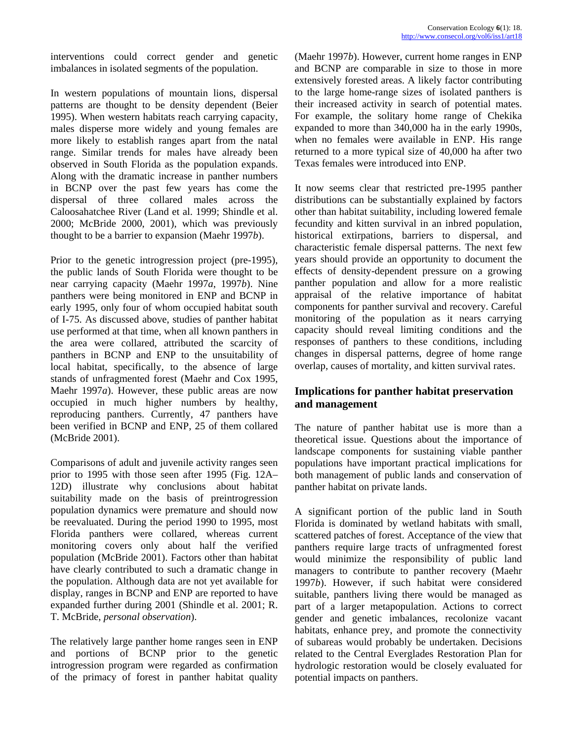interventions could correct gender and genetic imbalances in isolated segments of the population.

In western populations of mountain lions, dispersal patterns are thought to be density dependent (Beier 1995). When western habitats reach carrying capacity, males disperse more widely and young females are more likely to establish ranges apart from the natal range. Similar trends for males have already been observed in South Florida as the population expands. Along with the dramatic increase in panther numbers in BCNP over the past few years has come the dispersal of three collared males across the Caloosahatchee River (Land et al. 1999; Shindle et al. 2000; McBride 2000, 2001), which was previously thought to be a barrier to expansion (Maehr 1997*b*).

Prior to the genetic introgression project (pre-1995), the public lands of South Florida were thought to be near carrying capacity (Maehr 1997*a*, 1997*b*). Nine panthers were being monitored in ENP and BCNP in early 1995, only four of whom occupied habitat south of I-75. As discussed above, studies of panther habitat use performed at that time, when all known panthers in the area were collared, attributed the scarcity of panthers in BCNP and ENP to the unsuitability of local habitat, specifically, to the absence of large stands of unfragmented forest (Maehr and Cox 1995, Maehr 1997*a*). However, these public areas are now occupied in much higher numbers by healthy, reproducing panthers. Currently, 47 panthers have been verified in BCNP and ENP, 25 of them collared (McBride 2001).

Comparisons of adult and juvenile activity ranges seen prior to 1995 with those seen after 1995 (Fig. 12A–12D) illustrate why conclusions about habitat suitability made on the basis of preintrogression population dynamics were premature and should now be reevaluated. During the period 1990 to 1995, most Florida panthers were collared, whereas current monitoring covers only about half the verified population (McBride 2001). Factors other than habitat have clearly contributed to such a dramatic change in the population. Although data are not yet available for display, ranges in BCNP and ENP are reported to have expanded further during 2001 (Shindle et al. 2001; R. T. McBride, *personal observation*).

The relatively large panther home ranges seen in ENP and portions of BCNP prior to the genetic introgression program were regarded as confirmation of the primacy of forest in panther habitat quality (Maehr 1997*b*). However, current home ranges in ENP and BCNP are comparable in size to those in more extensively forested areas. A likely factor contributing to the large home-range sizes of isolated panthers is their increased activity in search of potential mates. For example, the solitary home range of Chekika expanded to more than 340,000 ha in the early 1990s, when no females were available in ENP. His range returned to a more typical size of 40,000 ha after two Texas females were introduced into ENP.

It now seems clear that restricted pre-1995 panther distributions can be substantially explained by factors other than habitat suitability, including lowered female fecundity and kitten survival in an inbred population, historical extirpations, barriers to dispersal, and characteristic female dispersal patterns. The next few years should provide an opportunity to document the effects of density-dependent pressure on a growing panther population and allow for a more realistic appraisal of the relative importance of habitat components for panther survival and recovery. Careful monitoring of the population as it nears carrying capacity should reveal limiting conditions and the responses of panthers to these conditions, including changes in dispersal patterns, degree of home range overlap, causes of mortality, and kitten survival rates.

## Implications for panther habitat preservation and management

The nature of panther habitat use is more than a theoretical issue. Questions about the importance of landscape components for sustaining viable panther populations have important practical implications for both management of public lands and conservation of panther habitat on private lands.

A significant portion of the public land in South Florida is dominated by wetland habitats with small, scattered patches of forest. Acceptance of the view that panthers require large tracts of unfragmented forest would minimize the responsibility of public land managers to contribute to panther recovery (Maehr 1997*b*). However, if such habitat were considered suitable, panthers living there would be managed as part of a larger metapopulation. Actions to correct gender and genetic imbalances, recolonize vacant habitats, enhance prey, and promote the connectivity of subareas would probably be undertaken. Decisions related to the Central Everglades Restoration Plan for hydrologic restoration would be closely evaluated for potential impacts on panthers.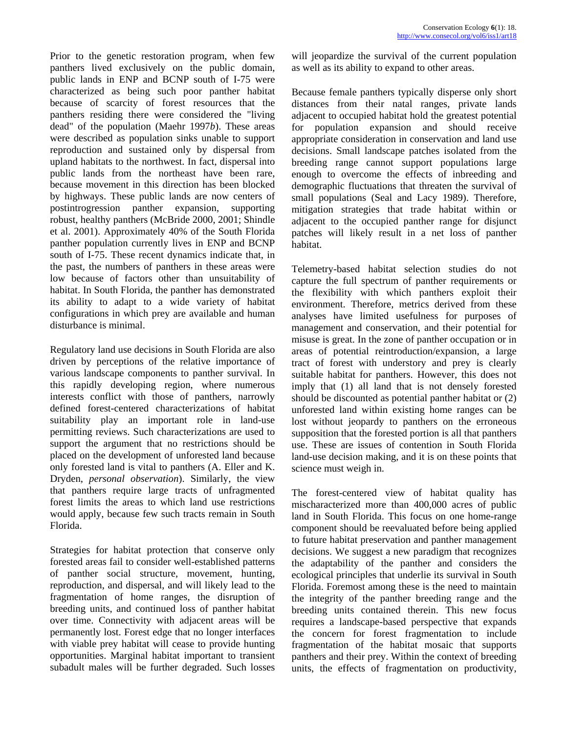Prior to the genetic restoration program, when few panthers lived exclusively on the public domain, public lands in ENP and BCNP south of I-75 were characterized as being such poor panther habitat because of scarcity of forest resources that the panthers residing there were considered the "living dead" of the population (Maehr 1997*b*). These areas were described as population sinks unable to support reproduction and sustained only by dispersal from upland habitats to the northwest. In fact, dispersal into public lands from the northeast have been rare, because movement in this direction has been blocked by highways. These public lands are now centers of postintrogression panther expansion, supporting robust, healthy panthers (McBride 2000, 2001; Shindle et al. 2001). Approximately 40% of the South Florida panther population currently lives in ENP and BCNP south of I-75. These recent dynamics indicate that, in the past, the numbers of panthers in these areas were low because of factors other than unsuitability of habitat. In South Florida, the panther has demonstrated its ability to adapt to a wide variety of habitat configurations in which prey are available and human disturbance is minimal.

Regulatory land use decisions in South Florida are also driven by perceptions of the relative importance of various landscape components to panther survival. In this rapidly developing region, where numerous interests conflict with those of panthers, narrowly defined forest-centered characterizations of habitat suitability play an important role in land-use permitting reviews. Such characterizations are used to support the argument that no restrictions should be placed on the development of unforested land because only forested land is vital to panthers (A. Eller and K. Dryden, *personal observation*). Similarly, the view that panthers require large tracts of unfragmented forest limits the areas to which land use restrictions would apply, because few such tracts remain in South Florida.

Strategies for habitat protection that conserve only forested areas fail to consider well-established patterns of panther social structure, movement, hunting, reproduction, and dispersal, and will likely lead to the fragmentation of home ranges, the disruption of breeding units, and continued loss of panther habitat over time. Connectivity with adjacent areas will be permanently lost. Forest edge that no longer interfaces with viable prey habitat will cease to provide hunting opportunities. Marginal habitat important to transient subadult males will be further degraded. Such losses will jeopardize the survival of the current population as well as its ability to expand to other areas.

Because female panthers typically disperse only short distances from their natal ranges, private lands adjacent to occupied habitat hold the greatest potential for population expansion and should receive appropriate consideration in conservation and land use decisions. Small landscape patches isolated from the breeding range cannot support populations large enough to overcome the effects of inbreeding and demographic fluctuations that threaten the survival of small populations (Seal and Lacy 1989). Therefore, mitigation strategies that trade habitat within or adjacent to the occupied panther range for disjunct patches will likely result in a net loss of panther habitat.

Telemetry-based habitat selection studies do not capture the full spectrum of panther requirements or the flexibility with which panthers exploit their environment. Therefore, metrics derived from these analyses have limited usefulness for purposes of management and conservation, and their potential for misuse is great. In the zone of panther occupation or in areas of potential reintroduction/expansion, a large tract of forest with understory and prey is clearly suitable habitat for panthers. However, this does not imply that (1) all land that is not densely forested should be discounted as potential panther habitat or (2) unforested land within existing home ranges can be lost without jeopardy to panthers on the erroneous supposition that the forested portion is all that panthers use. These are issues of contention in South Florida land-use decision making, and it is on these points that science must weigh in.

The forest-centered view of habitat quality has mischaracterized more than 400,000 acres of public land in South Florida. This focus on one home-range component should be reevaluated before being applied to future habitat preservation and panther management decisions. We suggest a new paradigm that recognizes the adaptability of the panther and considers the ecological principles that underlie its survival in South Florida. Foremost among these is the need to maintain the integrity of the panther breeding range and the breeding units contained therein. This new focus requires a landscape-based perspective that expands the concern for forest fragmentation to include fragmentation of the habitat mosaic that supports panthers and their prey. Within the context of breeding units, the effects of fragmentation on productivity,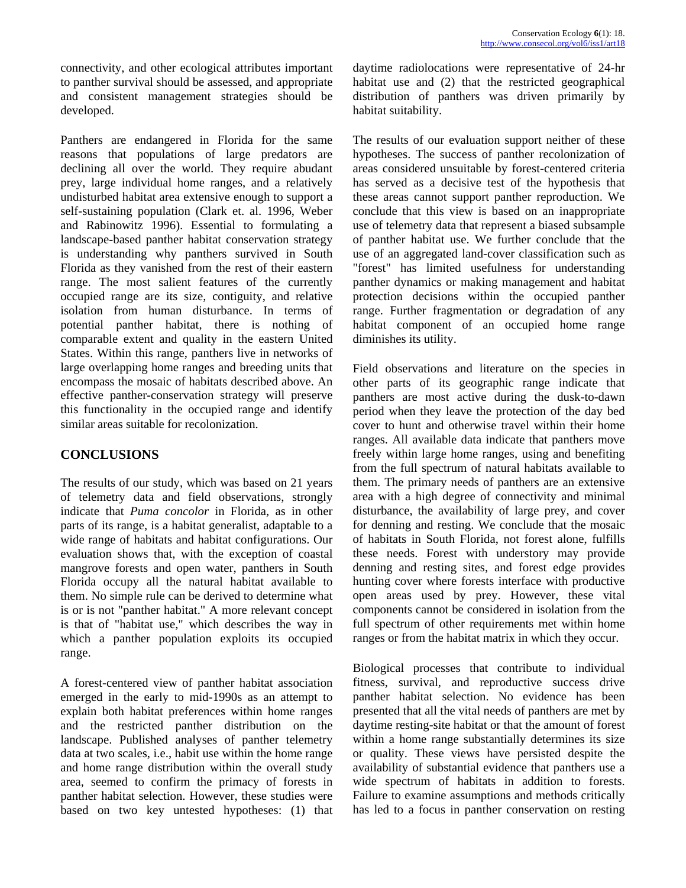connectivity, and other ecological attributes important to panther survival should be assessed, and appropriate and consistent management strategies should be developed.

Panthers are endangered in Florida for the same reasons that populations of large predators are declining all over the world. They require abudant prey, large individual home ranges, and a relatively undisturbed habitat area extensive enough to support a self-sustaining population (Clark et. al. 1996, Weber and Rabinowitz 1996). Essential to formulating a landscape-based panther habitat conservation strategy is understanding why panthers survived in South Florida as they vanished from the rest of their eastern range. The most salient features of the currently occupied range are its size, contiguity, and relative isolation from human disturbance. In terms of potential panther habitat, there is nothing of comparable extent and quality in the eastern United States. Within this range, panthers live in networks of large overlapping home ranges and breeding units that encompass the mosaic of habitats described above. An effective panther-conservation strategy will preserve this functionality in the occupied range and identify similar areas suitable for recolonization.

## CONCLUSIONS

The results of our study, which was based on 21 years of telemetry data and field observations, strongly indicate that *Puma concolor* in Florida, as in other parts of its range, is a habitat generalist, adaptable to a wide range of habitats and habitat configurations. Our evaluation shows that, with the exception of coastal mangrove forests and open water, panthers in South Florida occupy all the natural habitat available to them. No simple rule can be derived to determine what is or is not "panther habitat." A more relevant concept is that of "habitat use," which describes the way in which a panther population exploits its occupied range.

A forest-centered view of panther habitat association emerged in the early to mid-1990s as an attempt to explain both habitat preferences within home ranges and the restricted panther distribution on the landscape. Published analyses of panther telemetry data at two scales, i.e., habit use within the home range and home range distribution within the overall study area, seemed to confirm the primacy of forests in panther habitat selection. However, these studies were based on two key untested hypotheses: (1) that daytime radiolocations were representative of 24-hr habitat use and (2) that the restricted geographical distribution of panthers was driven primarily by habitat suitability.

The results of our evaluation support neither of these hypotheses. The success of panther recolonization of areas considered unsuitable by forest-centered criteria has served as a decisive test of the hypothesis that these areas cannot support panther reproduction. We conclude that this view is based on an inappropriate use of telemetry data that represent a biased subsample of panther habitat use. We further conclude that the use of an aggregated land-cover classification such as "forest" has limited usefulness for understanding panther dynamics or making management and habitat protection decisions within the occupied panther range. Further fragmentation or degradation of any habitat component of an occupied home range diminishes its utility.

Field observations and literature on the species in other parts of its geographic range indicate that panthers are most active during the dusk-to-dawn period when they leave the protection of the day bed cover to hunt and otherwise travel within their home ranges. All available data indicate that panthers move freely within large home ranges, using and benefiting from the full spectrum of natural habitats available to them. The primary needs of panthers are an extensive area with a high degree of connectivity and minimal disturbance, the availability of large prey, and cover for denning and resting. We conclude that the mosaic of habitats in South Florida, not forest alone, fulfills these needs. Forest with understory may provide denning and resting sites, and forest edge provides hunting cover where forests interface with productive open areas used by prey. However, these vital components cannot be considered in isolation from the full spectrum of other requirements met within home ranges or from the habitat matrix in which they occur.

Biological processes that contribute to individual fitness, survival, and reproductive success drive panther habitat selection. No evidence has been presented that all the vital needs of panthers are met by daytime resting-site habitat or that the amount of forest within a home range substantially determines its size or quality. These views have persisted despite the availability of substantial evidence that panthers use a wide spectrum of habitats in addition to forests. Failure to examine assumptions and methods critically has led to a focus in panther conservation on resting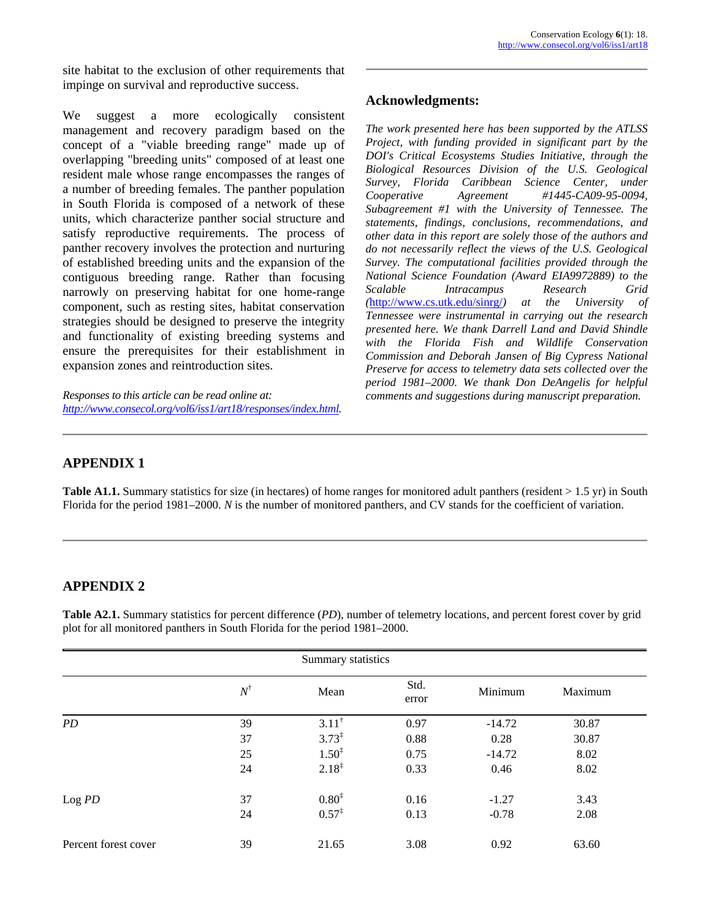site habitat to the exclusion of other requirements that impinge on survival and reproductive success.

We suggest a more ecologically consistent management and recovery paradigm based on the concept of a "viable breeding range" made up of overlapping "breeding units" composed of at least one resident male whose range encompasses the ranges of a number of breeding females. The panther population in South Florida is composed of a network of these units, which characterize panther social structure and satisfy reproductive requirements. The process of panther recovery involves the protection and nurturing of established breeding units and the expansion of the contiguous breeding range. Rather than focusing narrowly on preserving habitat for one home-range component, such as resting sites, habitat conservation strategies should be designed to preserve the integrity and functionality of existing breeding systems and ensure the prerequisites for their establishment in expansion zones and reintroduction sites.

*Responses to this article can be read online at:* *http://www.consecol.org/vol6/iss1/art18/responses/index.html.*

## Acknowledgments:

*The work presented here has been supported by the ATLSS Project, with funding provided in significant part by the DOI's Critical Ecosystems Studies Initiative, through the Biological Resources Division of the U.S. Geological Survey, Florida Caribbean Science Center, under Cooperative Agreement #1445-CA09-95-0094, Subagreement #1 with the University of Tennessee. The statements, findings, conclusions, recommendations, and other data in this report are solely those of the authors and do not necessarily reflect the views of the U.S. Geological Survey. The computational facilities provided through the National Science Foundation (Award EIA9972889) to the Scalable Intracampus Research Grid (*http://www.cs.utk.edu/sinrg/*) at the University of Tennessee were instrumental in carrying out the research presented here. We thank Darrell Land and David Shindle with the Florida Fish and Wildlife Conservation Commission and Deborah Jansen of Big Cypress National Preserve for access to telemetry data sets collected over the period 1981–2000. We thank Don DeAngelis for helpful comments and suggestions during manuscript preparation.*

## APPENDIX 1

**Table A1.1.** Summary statistics for size (in hectares) of home ranges for monitored adult panthers (resident > 1.5 yr) in South Florida for the period 1981–2000. *N* is the number of monitored panthers, and CV stands for the coefficient of variation.

## APPENDIX 2

**Table A2.1.** Summary statistics for percent difference (*PD*), number of telemetry locations, and percent forest cover by grid plot for all monitored panthers in South Florida for the period 1981–2000.

| | Summary statistics | | | | |
|---|---|---|---|---|---|
| | $N^{\dagger}$ | Mean | Std. error | Minimum | Maximum |
| *PD* | 39 | $3.11^{\dagger}$ | 0.97 | -14.72 | 30.87 |
| | 37 | $3.73^{\ddagger}$ | 0.88 | 0.28 | 30.87 |
| | 25 | $1.50^{\ddagger}$ | 0.75 | -14.72 | 8.02 |
| | 24 | $2.18^{\ddagger}$ | 0.33 | 0.46 | 8.02 |
| Log *PD* | 37 | $0.80^{\ddagger}$ | 0.16 | -1.27 | 3.43 |
| | 24 | $0.57^{\ddagger}$ | 0.13 | -0.78 | 2.08 |
| Percent forest cover | 39 | 21.65 | 3.08 | 0.92 | 63.60 |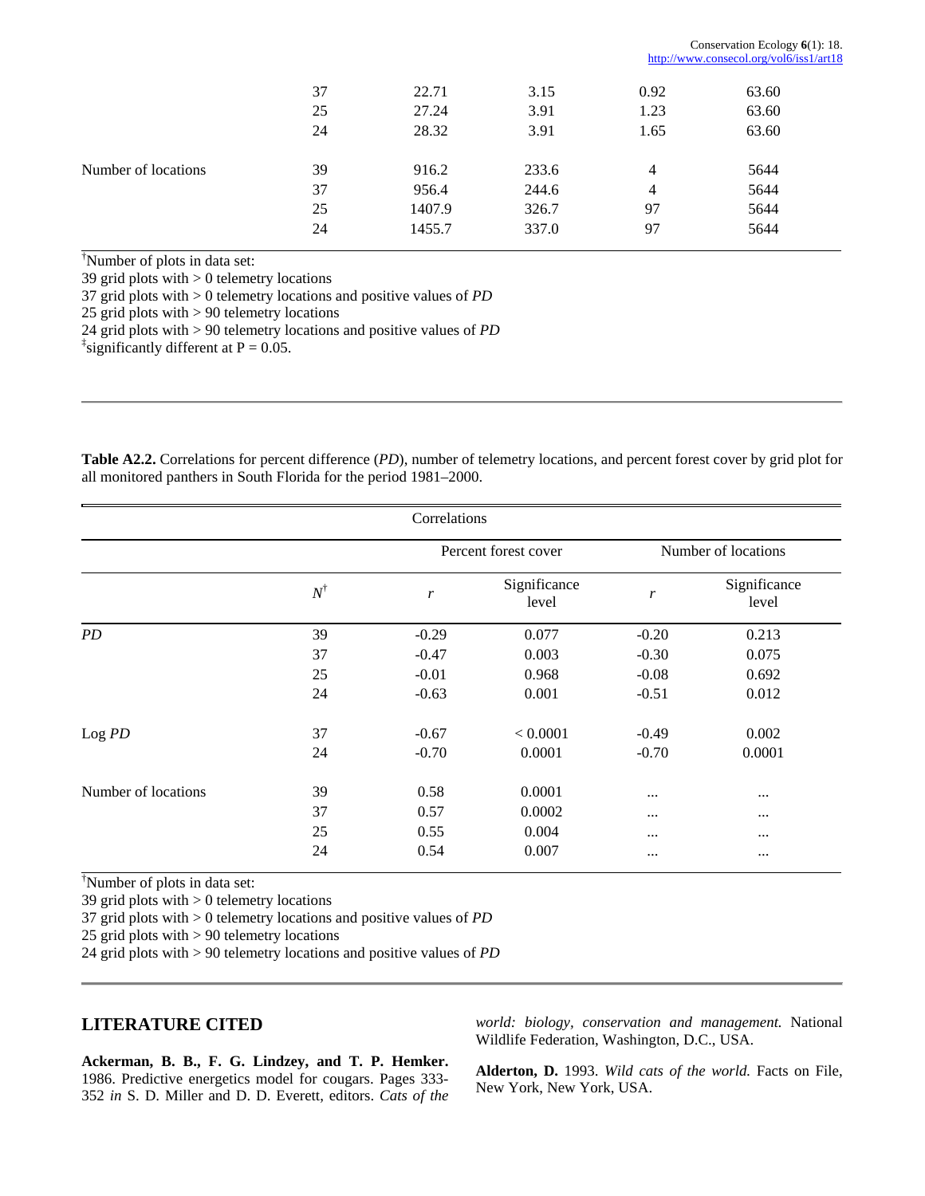| | 37 | 22.71 | 3.15 | 0.92 | 63.60 |
|---|---|---|---|---|---|
| | 25 | 27.24 | 3.91 | 1.23 | 63.60 |
| | 24 | 28.32 | 3.91 | 1.65 | 63.60 |
| Number of locations | 39 | 916.2 | 233.6 | 4 | 5644 |
| | 37 | 956.4 | 244.6 | 4 | 5644 |
| | 25 | 1407.9 | 326.7 | 97 | 5644 |
| | 24 | 1455.7 | 337.0 | 97 | 5644 |

†Number of plots in data set:
39 grid plots with > 0 telemetry locations
37 grid plots with > 0 telemetry locations and positive values of *PD*
25 grid plots with > 90 telemetry locations
24 grid plots with > 90 telemetry locations and positive values of *PD*
‡significantly different at P = 0.05.

**Table A2.2.** Correlations for percent difference (*PD*), number of telemetry locations, and percent forest cover by grid plot for all monitored panthers in South Florida for the period 1981–2000.

| | | Correlations | | | |
|---|---|---|---|---|---|
| | | Percent forest cover | | Number of locations | |
| | $N^{\dagger}$ | $r$ | Significance level | $r$ | Significance level |
| *PD* | 39 | -0.29 | 0.077 | -0.20 | 0.213 |
| | 37 | -0.47 | 0.003 | -0.30 | 0.075 |
| | 25 | -0.01 | 0.968 | -0.08 | 0.692 |
| | 24 | -0.63 | 0.001 | -0.51 | 0.012 |
| Log *PD* | 37 | -0.67 | < 0.0001 | -0.49 | 0.002 |
| | 24 | -0.70 | 0.0001 | -0.70 | 0.0001 |
| Number of locations | 39 | 0.58 | 0.0001 | ... | ... |
| | 37 | 0.57 | 0.0002 | ... | ... |
| | 25 | 0.55 | 0.004 | ... | ... |
| | 24 | 0.54 | 0.007 | ... | ... |

†Number of plots in data set:
39 grid plots with > 0 telemetry locations
37 grid plots with > 0 telemetry locations and positive values of *PD*
25 grid plots with > 90 telemetry locations
24 grid plots with > 90 telemetry locations and positive values of *PD*

## LITERATURE CITED

**Ackerman, B. B., F. G. Lindzey, and T. P. Hemker.** 1986. Predictive energetics model for cougars. Pages 333-352 *in* S. D. Miller and D. D. Everett, editors. *Cats of the world: biology, conservation and management.* National Wildlife Federation, Washington, D.C., USA.

**Alderton, D.** 1993. *Wild cats of the world.* Facts on File, New York, New York, USA.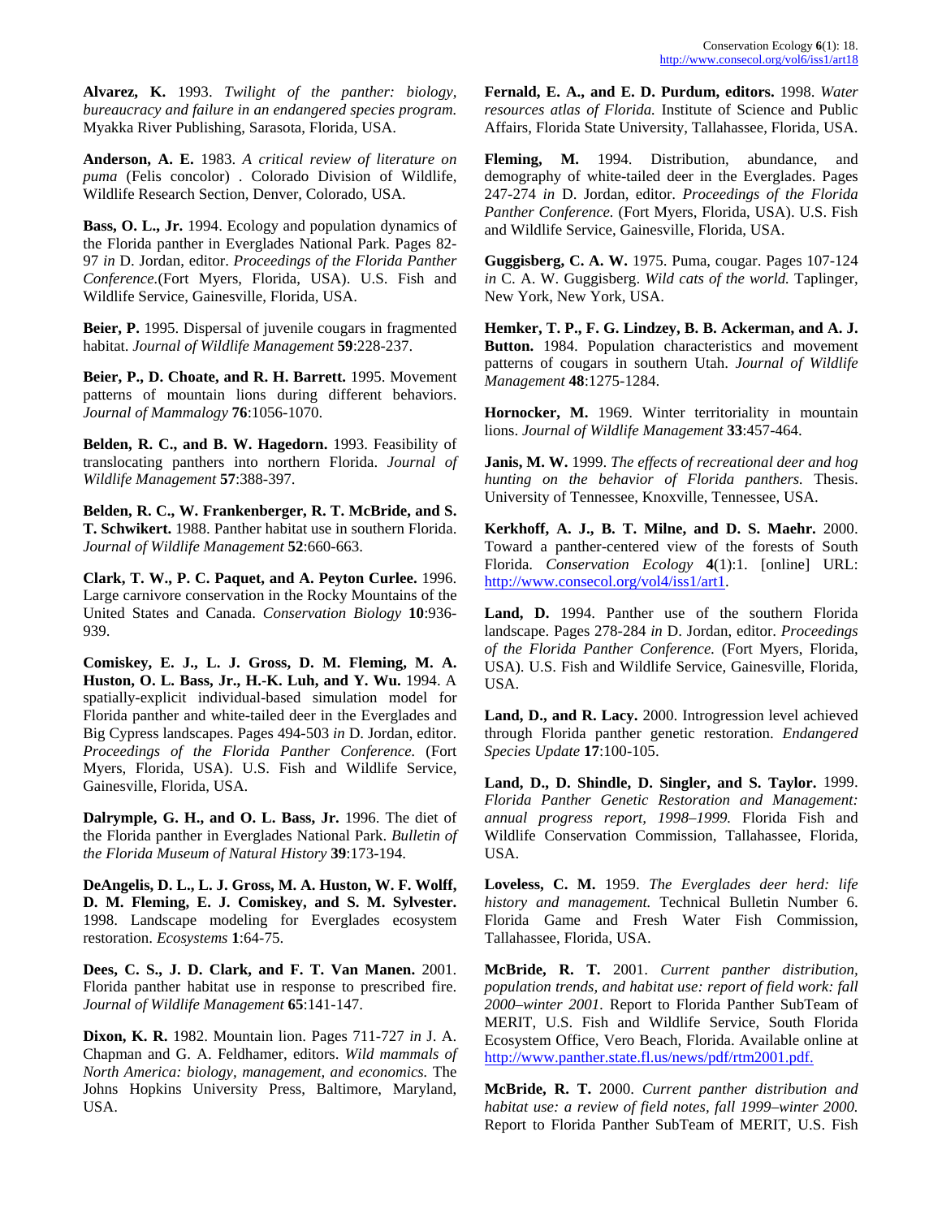**Alvarez, K.** 1993. *Twilight of the panther: biology, bureaucracy and failure in an endangered species program.* Myakka River Publishing, Sarasota, Florida, USA.

**Anderson, A. E.** 1983. *A critical review of literature on puma* (Felis concolor) . Colorado Division of Wildlife, Wildlife Research Section, Denver, Colorado, USA.

**Bass, O. L., Jr.** 1994. Ecology and population dynamics of the Florida panther in Everglades National Park. Pages 82-97 *in* D. Jordan, editor. *Proceedings of the Florida Panther Conference.*(Fort Myers, Florida, USA). U.S. Fish and Wildlife Service, Gainesville, Florida, USA.

**Beier, P.** 1995. Dispersal of juvenile cougars in fragmented habitat. *Journal of Wildlife Management* **59**:228-237.

**Beier, P., D. Choate, and R. H. Barrett.** 1995. Movement patterns of mountain lions during different behaviors. *Journal of Mammalogy* **76**:1056-1070.

**Belden, R. C., and B. W. Hagedorn.** 1993. Feasibility of translocating panthers into northern Florida. *Journal of Wildlife Management* **57**:388-397.

**Belden, R. C., W. Frankenberger, R. T. McBride, and S. T. Schwikert.** 1988. Panther habitat use in southern Florida. *Journal of Wildlife Management* **52**:660-663.

**Clark, T. W., P. C. Paquet, and A. Peyton Curlee.** 1996. Large carnivore conservation in the Rocky Mountains of the United States and Canada. *Conservation Biology* **10**:936-939.

**Comiskey, E. J., L. J. Gross, D. M. Fleming, M. A. Huston, O. L. Bass, Jr., H.-K. Luh, and Y. Wu.** 1994. A spatially-explicit individual-based simulation model for Florida panther and white-tailed deer in the Everglades and Big Cypress landscapes. Pages 494-503 *in* D. Jordan, editor. *Proceedings of the Florida Panther Conference.* (Fort Myers, Florida, USA). U.S. Fish and Wildlife Service, Gainesville, Florida, USA.

**Dalrymple, G. H., and O. L. Bass, Jr.** 1996. The diet of the Florida panther in Everglades National Park. *Bulletin of the Florida Museum of Natural History* **39**:173-194.

**DeAngelis, D. L., L. J. Gross, M. A. Huston, W. F. Wolff, D. M. Fleming, E. J. Comiskey, and S. M. Sylvester.** 1998. Landscape modeling for Everglades ecosystem restoration. *Ecosystems* **1**:64-75.

**Dees, C. S., J. D. Clark, and F. T. Van Manen.** 2001. Florida panther habitat use in response to prescribed fire. *Journal of Wildlife Management* **65**:141-147.

**Dixon, K. R.** 1982. Mountain lion. Pages 711-727 *in* J. A. Chapman and G. A. Feldhamer, editors. *Wild mammals of North America: biology, management, and economics.* The Johns Hopkins University Press, Baltimore, Maryland, USA.

**Fernald, E. A., and E. D. Purdum, editors.** 1998. *Water resources atlas of Florida.* Institute of Science and Public Affairs, Florida State University, Tallahassee, Florida, USA.

**Fleming, M.** 1994. Distribution, abundance, and demography of white-tailed deer in the Everglades. Pages 247-274 *in* D. Jordan, editor. *Proceedings of the Florida Panther Conference.* (Fort Myers, Florida, USA). U.S. Fish and Wildlife Service, Gainesville, Florida, USA.

**Guggisberg, C. A. W.** 1975. Puma, cougar. Pages 107-124 *in* C. A. W. Guggisberg. *Wild cats of the world.* Taplinger, New York, New York, USA.

**Hemker, T. P., F. G. Lindzey, B. B. Ackerman, and A. J. Button.** 1984. Population characteristics and movement patterns of cougars in southern Utah. *Journal of Wildlife Management* **48**:1275-1284.

**Hornocker, M.** 1969. Winter territoriality in mountain lions. *Journal of Wildlife Management* **33**:457-464.

**Janis, M. W.** 1999. *The effects of recreational deer and hog hunting on the behavior of Florida panthers.* Thesis. University of Tennessee, Knoxville, Tennessee, USA.

**Kerkhoff, A. J., B. T. Milne, and D. S. Maehr.** 2000. Toward a panther-centered view of the forests of South Florida. *Conservation Ecology* **4**(1):1. [online] URL: http://www.consecol.org/vol4/iss1/art1.

**Land, D.** 1994. Panther use of the southern Florida landscape. Pages 278-284 *in* D. Jordan, editor. *Proceedings of the Florida Panther Conference.* (Fort Myers, Florida, USA). U.S. Fish and Wildlife Service, Gainesville, Florida, USA.

**Land, D., and R. Lacy.** 2000. Introgression level achieved through Florida panther genetic restoration. *Endangered Species Update* **17**:100-105.

**Land, D., D. Shindle, D. Singler, and S. Taylor.** 1999. *Florida Panther Genetic Restoration and Management: annual progress report, 1998–1999.* Florida Fish and Wildlife Conservation Commission, Tallahassee, Florida, USA.

**Loveless, C. M.** 1959. *The Everglades deer herd: life history and management.* Technical Bulletin Number 6. Florida Game and Fresh Water Fish Commission, Tallahassee, Florida, USA.

**McBride, R. T.** 2001. *Current panther distribution, population trends, and habitat use: report of field work: fall 2000–winter 2001.* Report to Florida Panther SubTeam of MERIT, U.S. Fish and Wildlife Service, South Florida Ecosystem Office, Vero Beach, Florida. Available online at http://www.panther.state.fl.us/news/pdf/rtm2001.pdf.

**McBride, R. T.** 2000. *Current panther distribution and habitat use: a review of field notes, fall 1999–winter 2000.* Report to Florida Panther SubTeam of MERIT, U.S. Fish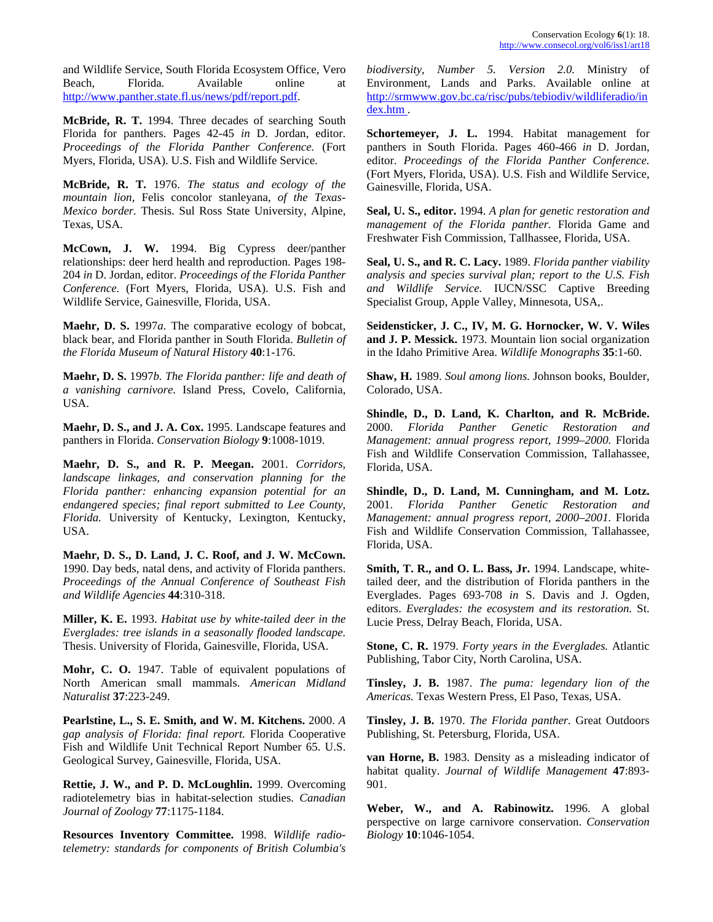and Wildlife Service, South Florida Ecosystem Office, Vero Beach, Florida. Available online at http://www.panther.state.fl.us/news/pdf/report.pdf.

**McBride, R. T.** 1994. Three decades of searching South Florida for panthers. Pages 42-45 *in* D. Jordan, editor. *Proceedings of the Florida Panther Conference.* (Fort Myers, Florida, USA). U.S. Fish and Wildlife Service.

**McBride, R. T.** 1976. *The status and ecology of the mountain lion,* Felis concolor stanleyana, *of the Texas-Mexico border.* Thesis. Sul Ross State University, Alpine, Texas, USA.

**McCown, J. W.** 1994. Big Cypress deer/panther relationships: deer herd health and reproduction. Pages 198-204 *in* D. Jordan, editor. *Proceedings of the Florida Panther Conference.* (Fort Myers, Florida, USA). U.S. Fish and Wildlife Service, Gainesville, Florida, USA.

**Maehr, D. S.** 1997*a.* The comparative ecology of bobcat, black bear, and Florida panther in South Florida. *Bulletin of the Florida Museum of Natural History* **40**:1-176.

**Maehr, D. S.** 1997*b. The Florida panther: life and death of a vanishing carnivore.* Island Press, Covelo, California, USA.

**Maehr, D. S., and J. A. Cox.** 1995. Landscape features and panthers in Florida. *Conservation Biology* **9**:1008-1019.

**Maehr, D. S., and R. P. Meegan.** 2001. *Corridors, landscape linkages, and conservation planning for the Florida panther: enhancing expansion potential for an endangered species; final report submitted to Lee County, Florida.* University of Kentucky, Lexington, Kentucky, USA.

**Maehr, D. S., D. Land, J. C. Roof, and J. W. McCown.** 1990. Day beds, natal dens, and activity of Florida panthers. *Proceedings of the Annual Conference of Southeast Fish and Wildlife Agencies* **44**:310-318.

**Miller, K. E.** 1993. *Habitat use by white-tailed deer in the Everglades: tree islands in a seasonally flooded landscape.* Thesis. University of Florida, Gainesville, Florida, USA.

**Mohr, C. O.** 1947. Table of equivalent populations of North American small mammals. *American Midland Naturalist* **37**:223-249.

**Pearlstine, L., S. E. Smith, and W. M. Kitchens.** 2000. *A gap analysis of Florida: final report.* Florida Cooperative Fish and Wildlife Unit Technical Report Number 65. U.S. Geological Survey, Gainesville, Florida, USA.

**Rettie, J. W., and P. D. McLoughlin.** 1999. Overcoming radiotelemetry bias in habitat-selection studies. *Canadian Journal of Zoology* **77**:1175-1184.

**Resources Inventory Committee.** 1998. *Wildlife radio-telemetry: standards for components of British Columbia's biodiversity, Number 5. Version 2.0.* Ministry of Environment, Lands and Parks. Available online at http://srmwww.gov.bc.ca/risc/pubs/tebiodiv/wildliferadio/index.htm .

**Schortemeyer, J. L.** 1994. Habitat management for panthers in South Florida. Pages 460-466 *in* D. Jordan, editor. *Proceedings of the Florida Panther Conference.* (Fort Myers, Florida, USA). U.S. Fish and Wildlife Service, Gainesville, Florida, USA.

**Seal, U. S., editor.** 1994. *A plan for genetic restoration and management of the Florida panther.* Florida Game and Freshwater Fish Commission, Tallhassee, Florida, USA.

**Seal, U. S., and R. C. Lacy.** 1989. *Florida panther viability analysis and species survival plan; report to the U.S. Fish and Wildlife Service.* IUCN/SSC Captive Breeding Specialist Group, Apple Valley, Minnesota, USA,.

**Seidensticker, J. C., IV, M. G. Hornocker, W. V. Wiles and J. P. Messick.** 1973. Mountain lion social organization in the Idaho Primitive Area. *Wildlife Monographs* **35**:1-60.

**Shaw, H.** 1989. *Soul among lions.* Johnson books, Boulder, Colorado, USA.

**Shindle, D., D. Land, K. Charlton, and R. McBride.** 2000. *Florida Panther Genetic Restoration and Management: annual progress report, 1999–2000.* Florida Fish and Wildlife Conservation Commission, Tallahassee, Florida, USA.

**Shindle, D., D. Land, M. Cunningham, and M. Lotz.** 2001. *Florida Panther Genetic Restoration and Management: annual progress report, 2000–2001.* Florida Fish and Wildlife Conservation Commission, Tallahassee, Florida, USA.

**Smith, T. R., and O. L. Bass, Jr.** 1994. Landscape, white-tailed deer, and the distribution of Florida panthers in the Everglades. Pages 693-708 *in* S. Davis and J. Ogden, editors. *Everglades: the ecosystem and its restoration.* St. Lucie Press, Delray Beach, Florida, USA.

**Stone, C. R.** 1979. *Forty years in the Everglades.* Atlantic Publishing, Tabor City, North Carolina, USA.

**Tinsley, J. B.** 1987. *The puma: legendary lion of the Americas.* Texas Western Press, El Paso, Texas, USA.

**Tinsley, J. B.** 1970. *The Florida panther.* Great Outdoors Publishing, St. Petersburg, Florida, USA.

**van Horne, B.** 1983. Density as a misleading indicator of habitat quality. *Journal of Wildlife Management* **47**:893-901.

**Weber, W., and A. Rabinowitz.** 1996. A global perspective on large carnivore conservation. *Conservation Biology* **10**:1046-1054.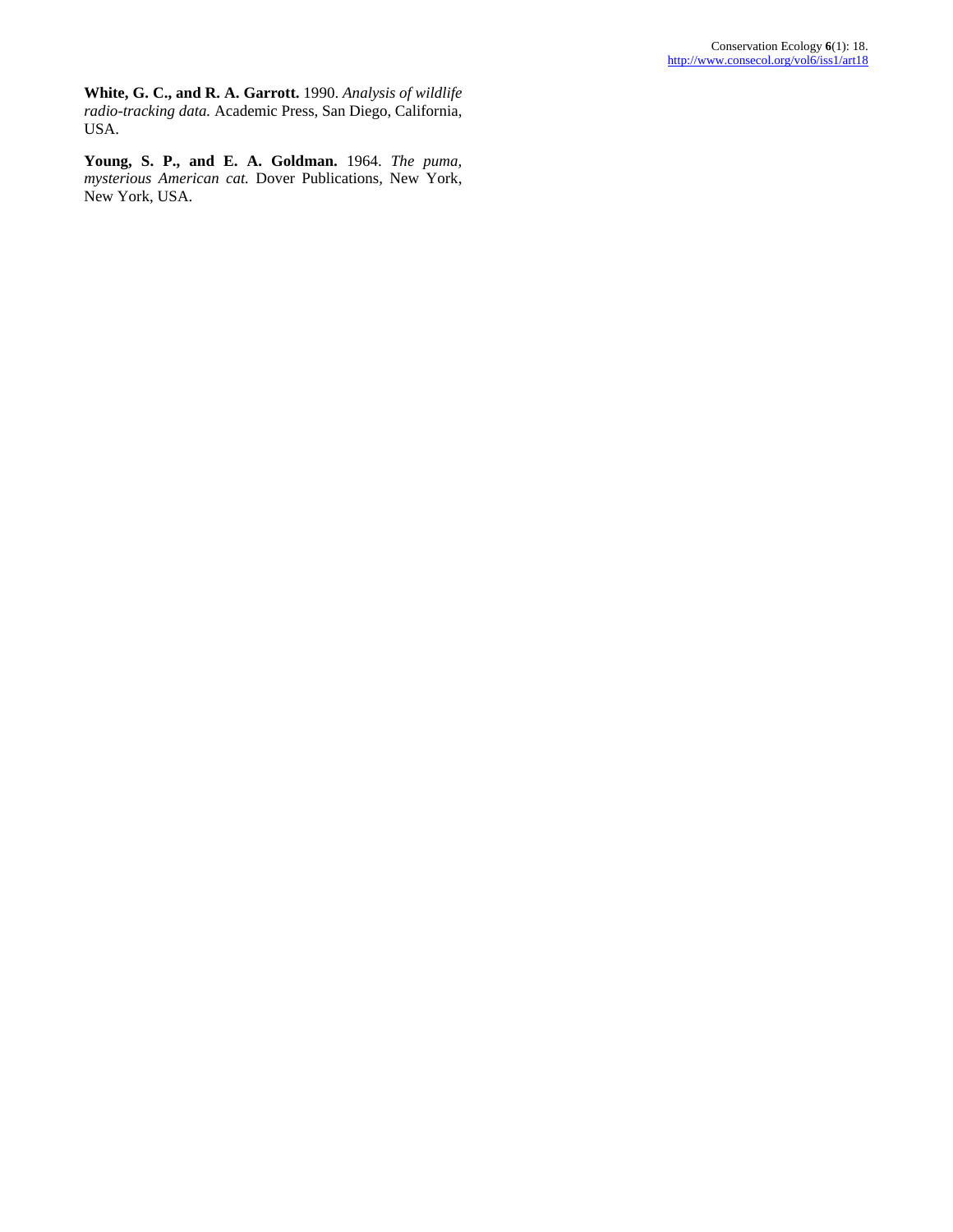**White, G. C., and R. A. Garrott.** 1990. *Analysis of wildlife radio-tracking data.* Academic Press, San Diego, California, USA.

**Young, S. P., and E. A. Goldman.** 1964. *The puma, mysterious American cat.* Dover Publications, New York, New York, USA.